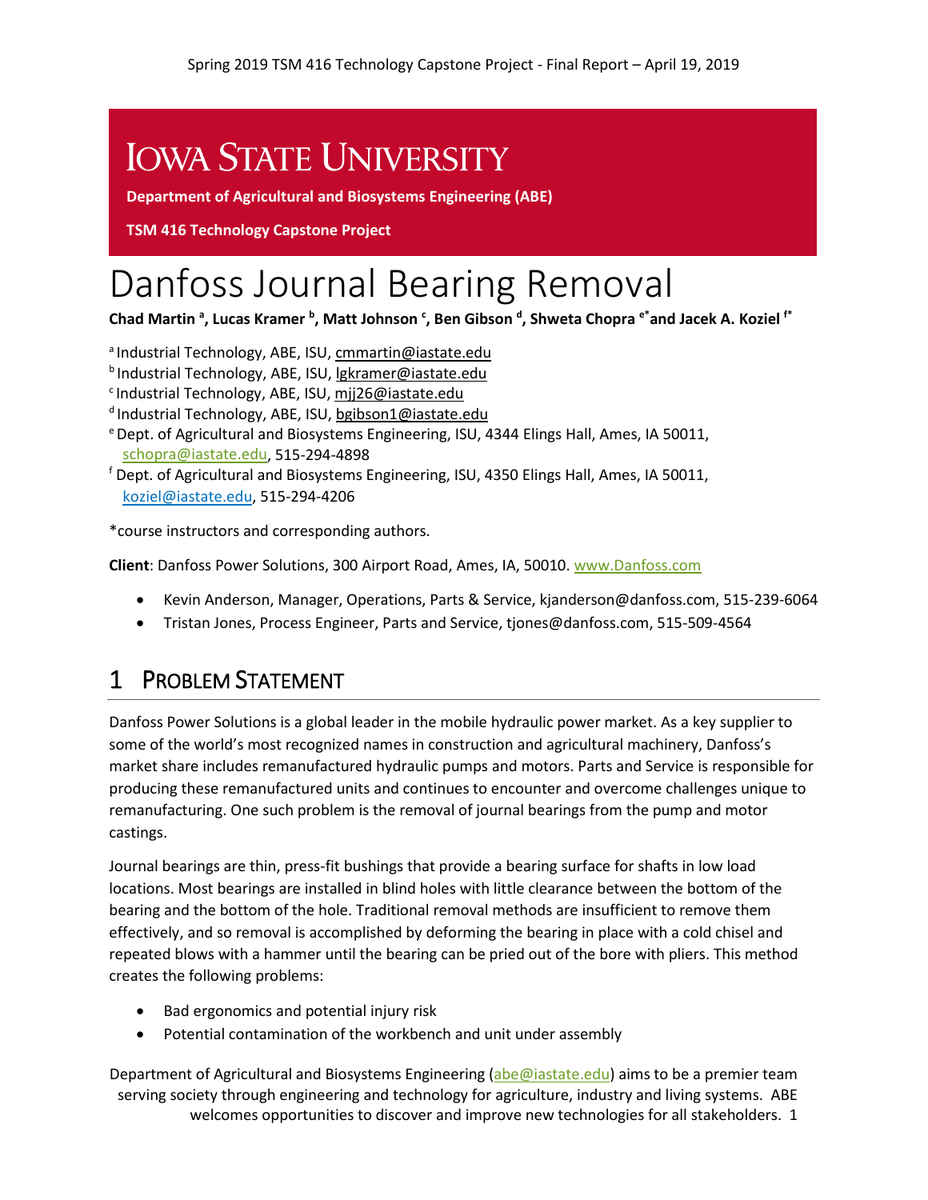# IOWA STATE UNIVERSITY

**Department of Agricultural and Biosystems Engineering (ABE)**

**TSM 416 Technology Capstone Project**

# Danfoss Journal Bearing Removal

**Chad Martin [a], Lucas Kramer [b], Matt Johnson [c], Ben Gibson [d], Shweta Chopra [e*] and Jacek A. Koziel [f*]**

[a] Industrial Technology, ABE, ISU, cmmartin@iastate.edu
[b] Industrial Technology, ABE, ISU, lgkramer@iastate.edu
[c] Industrial Technology, ABE, ISU, mjj26@iastate.edu
[d] Industrial Technology, ABE, ISU, bgibson1@iastate.edu
[e] Dept. of Agricultural and Biosystems Engineering, ISU, 4344 Elings Hall, Ames, IA 50011, schopra@iastate.edu, 515-294-4898
[f] Dept. of Agricultural and Biosystems Engineering, ISU, 4350 Elings Hall, Ames, IA 50011, koziel@iastate.edu, 515-294-4206

*course instructors and corresponding authors.

**Client**: Danfoss Power Solutions, 300 Airport Road, Ames, IA, 50010. www.Danfoss.com

- Kevin Anderson, Manager, Operations, Parts & Service, kjanderson@danfoss.com, 515-239-6064
- Tristan Jones, Process Engineer, Parts and Service, tjones@danfoss.com, 515-509-4564

## 1 Problem Statement

Danfoss Power Solutions is a global leader in the mobile hydraulic power market. As a key supplier to some of the world's most recognized names in construction and agricultural machinery, Danfoss's market share includes remanufactured hydraulic pumps and motors. Parts and Service is responsible for producing these remanufactured units and continues to encounter and overcome challenges unique to remanufacturing. One such problem is the removal of journal bearings from the pump and motor castings.

Journal bearings are thin, press-fit bushings that provide a bearing surface for shafts in low load locations. Most bearings are installed in blind holes with little clearance between the bottom of the bearing and the bottom of the hole. Traditional removal methods are insufficient to remove them effectively, and so removal is accomplished by deforming the bearing in place with a cold chisel and repeated blows with a hammer until the bearing can be pried out of the bore with pliers. This method creates the following problems:

- Bad ergonomics and potential injury risk
- Potential contamination of the workbench and unit under assembly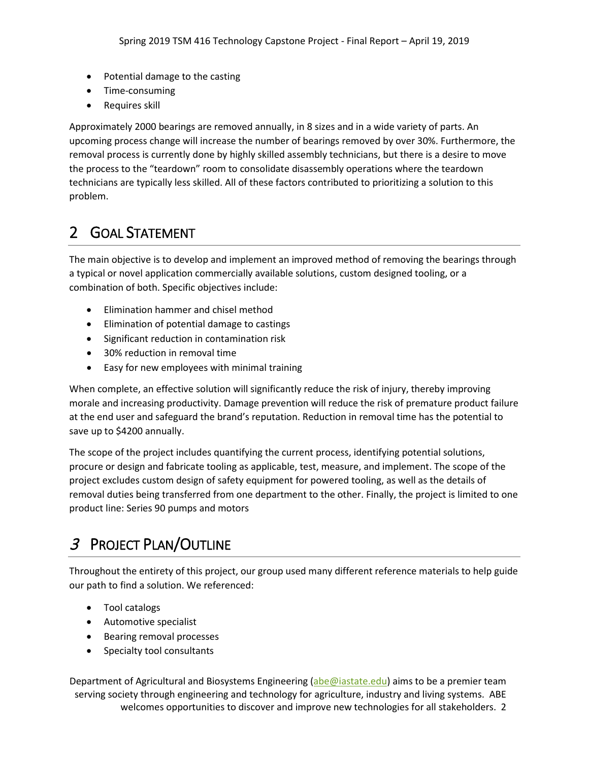- Potential damage to the casting
- Time-consuming
- Requires skill

Approximately 2000 bearings are removed annually, in 8 sizes and in a wide variety of parts. An upcoming process change will increase the number of bearings removed by over 30%. Furthermore, the removal process is currently done by highly skilled assembly technicians, but there is a desire to move the process to the "teardown" room to consolidate disassembly operations where the teardown technicians are typically less skilled. All of these factors contributed to prioritizing a solution to this problem.

# 2 Goal Statement

The main objective is to develop and implement an improved method of removing the bearings through a typical or novel application commercially available solutions, custom designed tooling, or a combination of both. Specific objectives include:

- Elimination hammer and chisel method
- Elimination of potential damage to castings
- Significant reduction in contamination risk
- 30% reduction in removal time
- Easy for new employees with minimal training

When complete, an effective solution will significantly reduce the risk of injury, thereby improving morale and increasing productivity. Damage prevention will reduce the risk of premature product failure at the end user and safeguard the brand's reputation. Reduction in removal time has the potential to save up to $4200 annually.

The scope of the project includes quantifying the current process, identifying potential solutions, procure or design and fabricate tooling as applicable, test, measure, and implement. The scope of the project excludes custom design of safety equipment for powered tooling, as well as the details of removal duties being transferred from one department to the other. Finally, the project is limited to one product line: Series 90 pumps and motors

# 3 Project Plan/Outline

Throughout the entirety of this project, our group used many different reference materials to help guide our path to find a solution. We referenced:

- Tool catalogs
- Automotive specialist
- Bearing removal processes
- Specialty tool consultants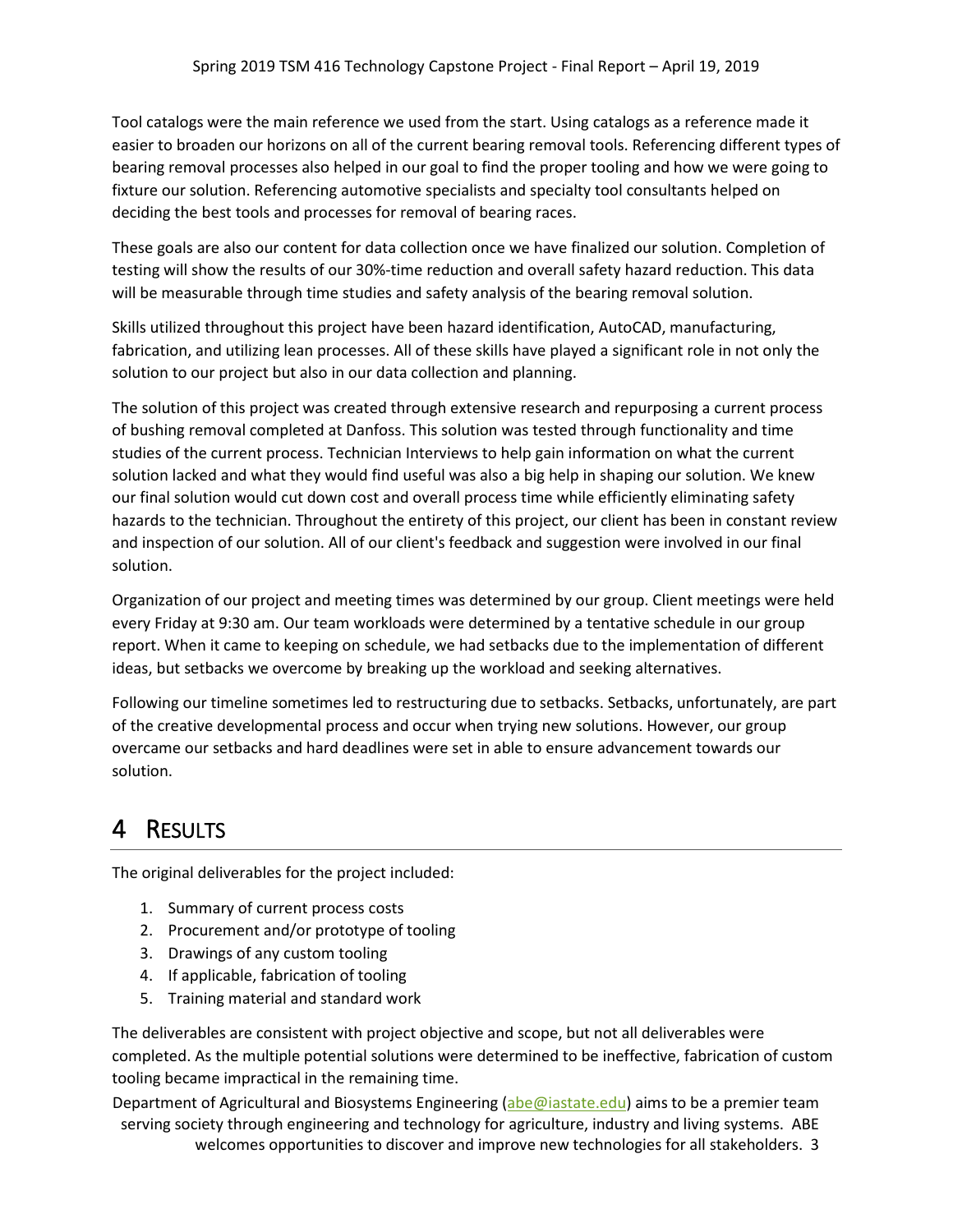Tool catalogs were the main reference we used from the start. Using catalogs as a reference made it easier to broaden our horizons on all of the current bearing removal tools. Referencing different types of bearing removal processes also helped in our goal to find the proper tooling and how we were going to fixture our solution. Referencing automotive specialists and specialty tool consultants helped on deciding the best tools and processes for removal of bearing races.

These goals are also our content for data collection once we have finalized our solution. Completion of testing will show the results of our 30%-time reduction and overall safety hazard reduction. This data will be measurable through time studies and safety analysis of the bearing removal solution.

Skills utilized throughout this project have been hazard identification, AutoCAD, manufacturing, fabrication, and utilizing lean processes. All of these skills have played a significant role in not only the solution to our project but also in our data collection and planning.

The solution of this project was created through extensive research and repurposing a current process of bushing removal completed at Danfoss. This solution was tested through functionality and time studies of the current process. Technician Interviews to help gain information on what the current solution lacked and what they would find useful was also a big help in shaping our solution. We knew our final solution would cut down cost and overall process time while efficiently eliminating safety hazards to the technician. Throughout the entirety of this project, our client has been in constant review and inspection of our solution. All of our client's feedback and suggestion were involved in our final solution.

Organization of our project and meeting times was determined by our group. Client meetings were held every Friday at 9:30 am. Our team workloads were determined by a tentative schedule in our group report. When it came to keeping on schedule, we had setbacks due to the implementation of different ideas, but setbacks we overcome by breaking up the workload and seeking alternatives.

Following our timeline sometimes led to restructuring due to setbacks. Setbacks, unfortunately, are part of the creative developmental process and occur when trying new solutions. However, our group overcame our setbacks and hard deadlines were set in able to ensure advancement towards our solution.

# 4 Results

The original deliverables for the project included:

1. Summary of current process costs
2. Procurement and/or prototype of tooling
3. Drawings of any custom tooling
4. If applicable, fabrication of tooling
5. Training material and standard work

The deliverables are consistent with project objective and scope, but not all deliverables were completed. As the multiple potential solutions were determined to be ineffective, fabrication of custom tooling became impractical in the remaining time.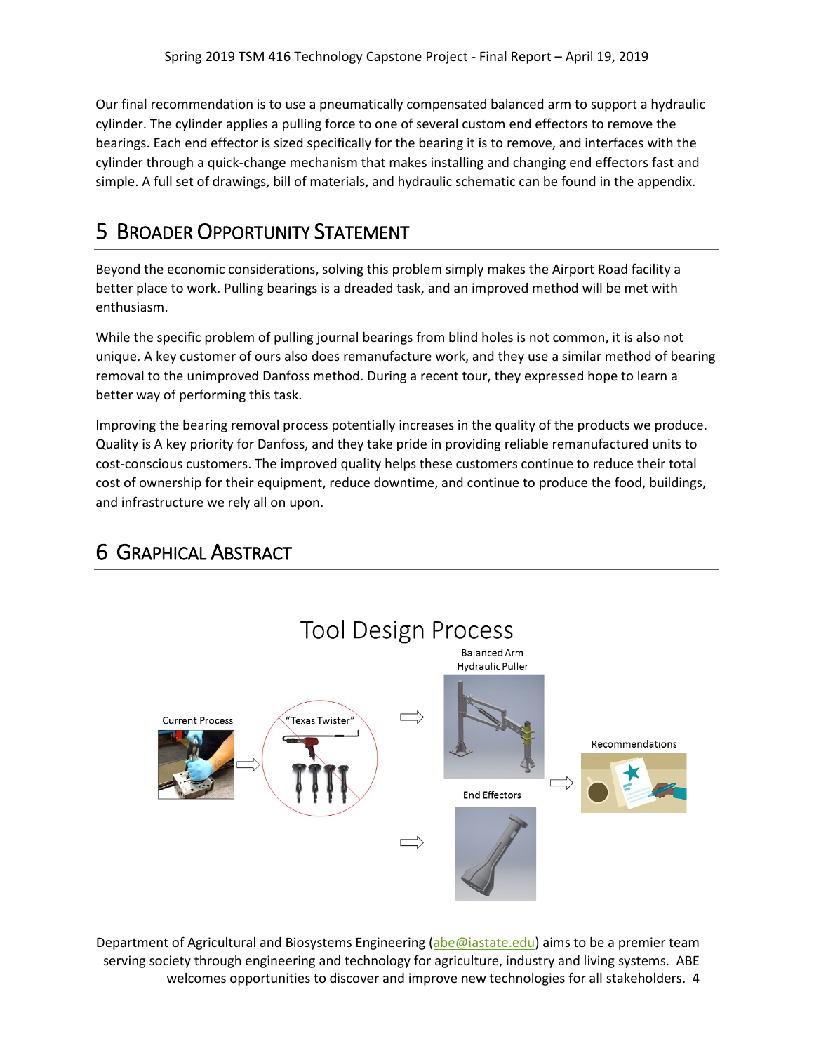Our final recommendation is to use a pneumatically compensated balanced arm to support a hydraulic cylinder. The cylinder applies a pulling force to one of several custom end effectors to remove the bearings. Each end effector is sized specifically for the bearing it is to remove, and interfaces with the cylinder through a quick-change mechanism that makes installing and changing end effectors fast and simple. A full set of drawings, bill of materials, and hydraulic schematic can be found in the appendix.

# 5 Broader Opportunity Statement

Beyond the economic considerations, solving this problem simply makes the Airport Road facility a better place to work. Pulling bearings is a dreaded task, and an improved method will be met with enthusiasm.

While the specific problem of pulling journal bearings from blind holes is not common, it is also not unique. A key customer of ours also does remanufacture work, and they use a similar method of bearing removal to the unimproved Danfoss method. During a recent tour, they expressed hope to learn a better way of performing this task.

Improving the bearing removal process potentially increases in the quality of the products we produce. Quality is A key priority for Danfoss, and they take pride in providing reliable remanufactured units to cost-conscious customers. The improved quality helps these customers continue to reduce their total cost of ownership for their equipment, reduce downtime, and continue to produce the food, buildings, and infrastructure we rely all on upon.

# 6 Graphical Abstract

Tool Design Process

Current Process → "Texas Twister" → Balanced Arm Hydraulic Puller / End Effectors → Recommendations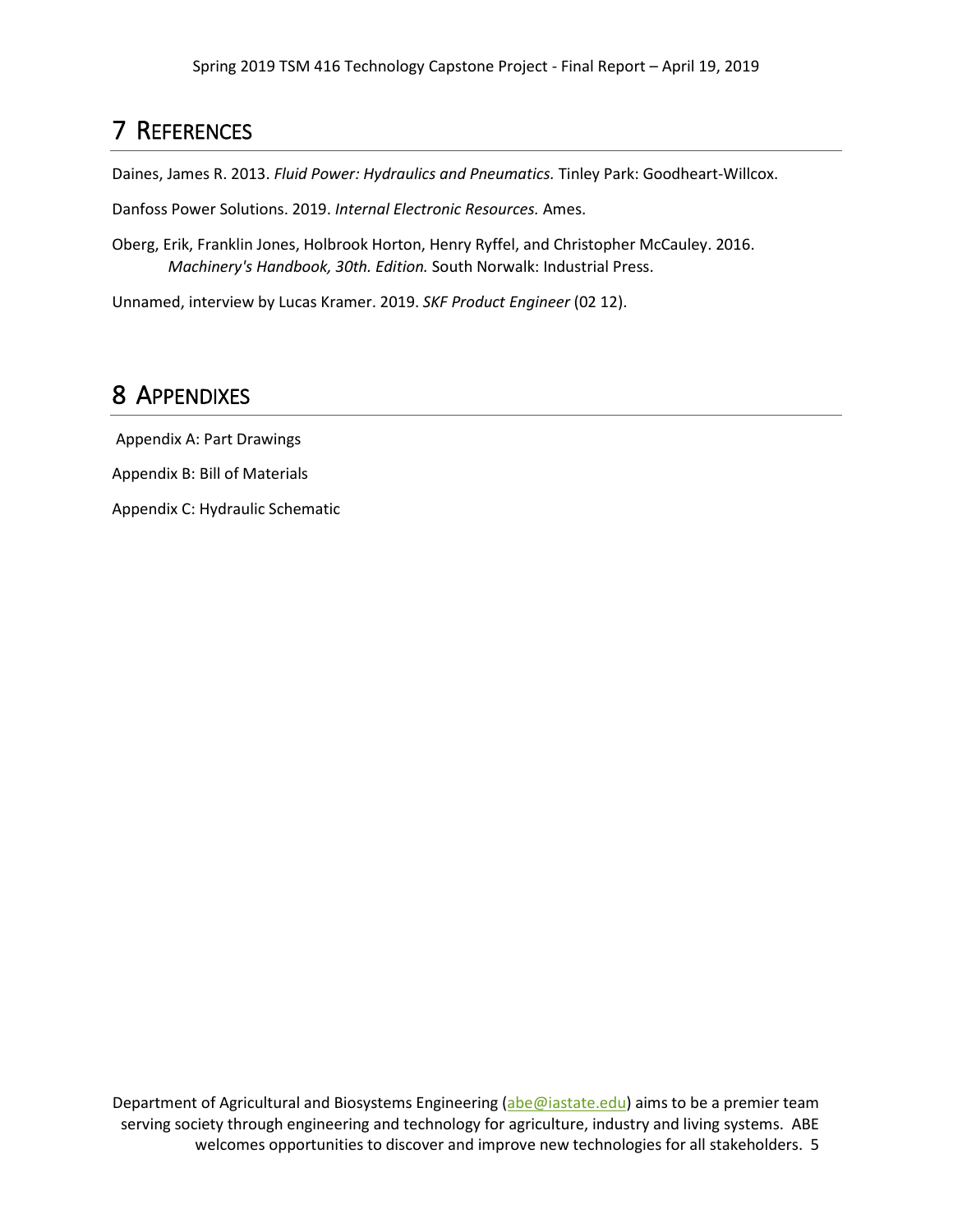# 7 References

Daines, James R. 2013. *Fluid Power: Hydraulics and Pneumatics.* Tinley Park: Goodheart-Willcox.

Danfoss Power Solutions. 2019. *Internal Electronic Resources.* Ames.

Oberg, Erik, Franklin Jones, Holbrook Horton, Henry Ryffel, and Christopher McCauley. 2016. *Machinery's Handbook, 30th. Edition.* South Norwalk: Industrial Press.

Unnamed, interview by Lucas Kramer. 2019. *SKF Product Engineer* (02 12).

# 8 Appendixes

Appendix A: Part Drawings

Appendix B: Bill of Materials

Appendix C: Hydraulic Schematic

Department of Agricultural and Biosystems Engineering (abe@iastate.edu) aims to be a premier team serving society through engineering and technology for agriculture, industry and living systems. ABE welcomes opportunities to discover and improve new technologies for all stakeholders.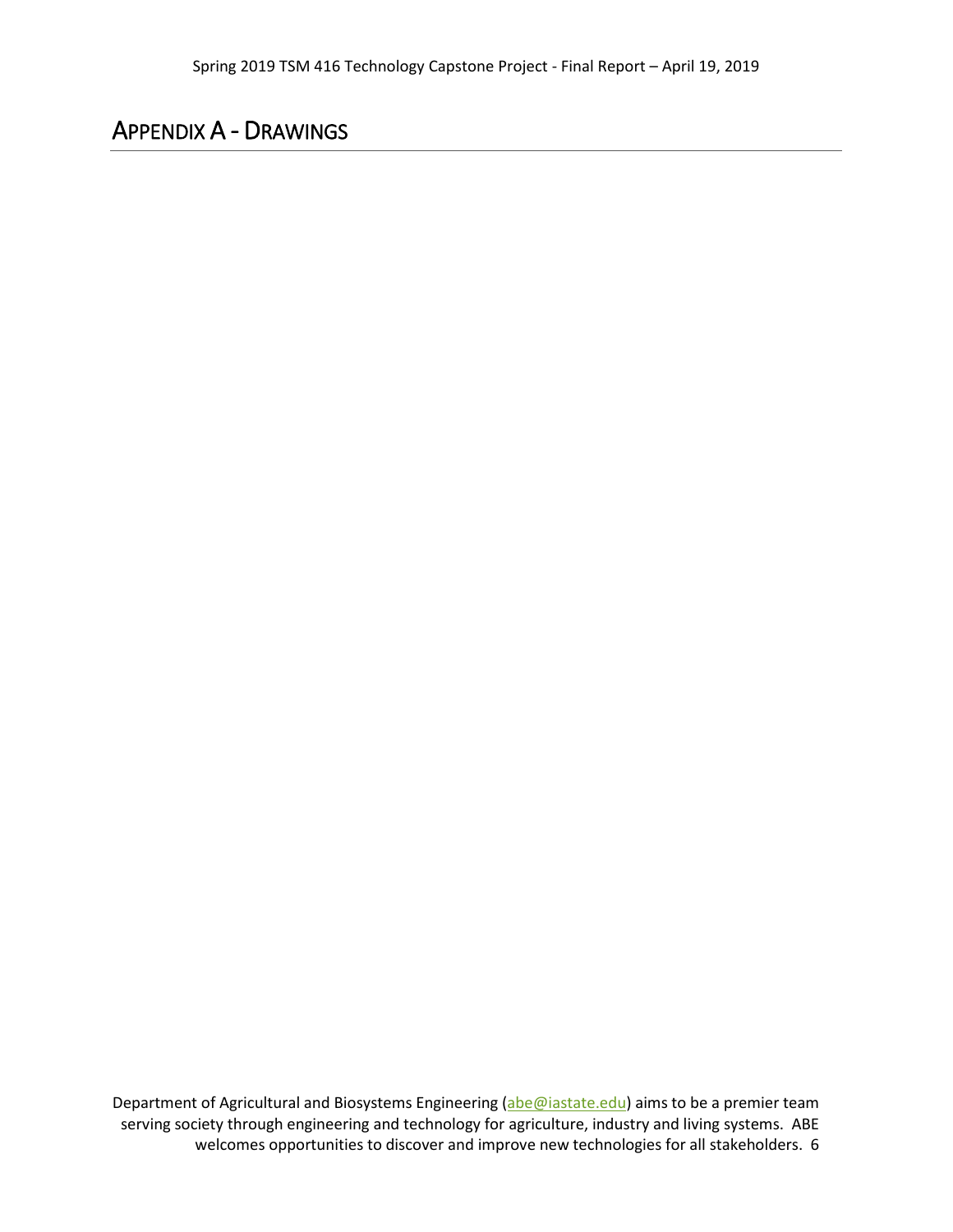# APPENDIX A - DRAWINGS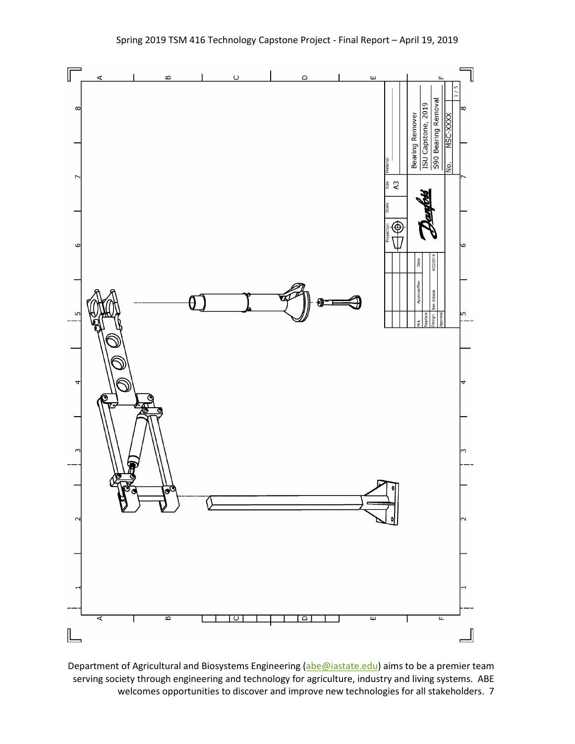| Material | |
| --- | --- |
| Projection | Scale |
| Size | A3 |

| Mrk | Approval/Rev | Date |
| --- | --- | --- |
| Replace | | |
| Design | Ben Gibson | 4/22/2019 |
| Approval | | |

Bearing Remover

ISU Capstone, 2019

S90 Bearing Removal

No. MSC-XXXX

1 / 5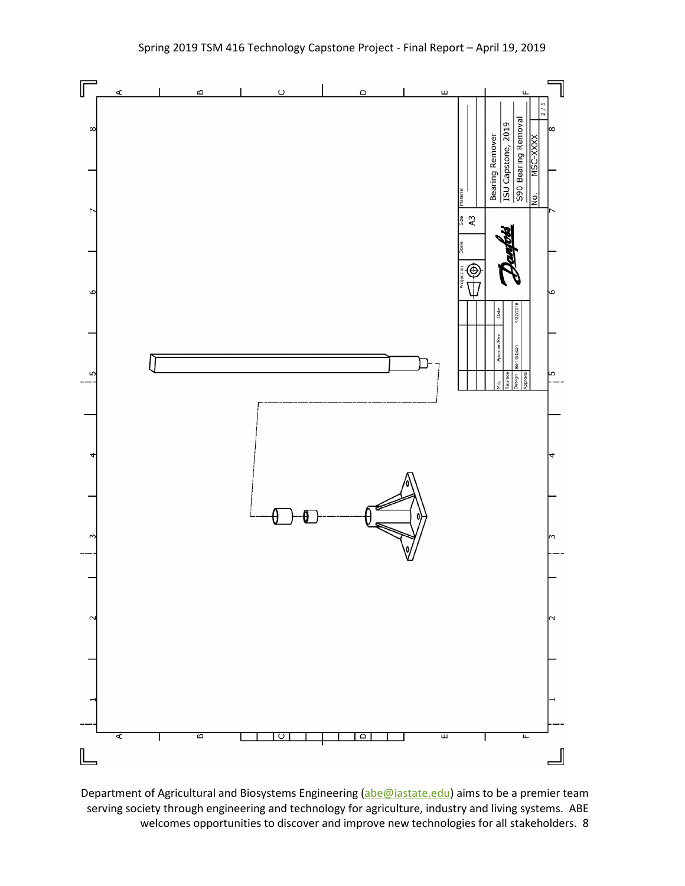| Field | Value |
| --- | --- |
| Title | Bearing Remover |
| | ISU Capstone, 2019 |
| | S90 Bearing Removal |
| No. | MSC-XXXX |
| Material | |
| Size | A3 |
| Scale | |
| Projection | |
| Design | Ben Gibson |
| Date | 4/22/2019 |
| Approval/Rev | |
| Sheet | 2 / 5 |

Danfoss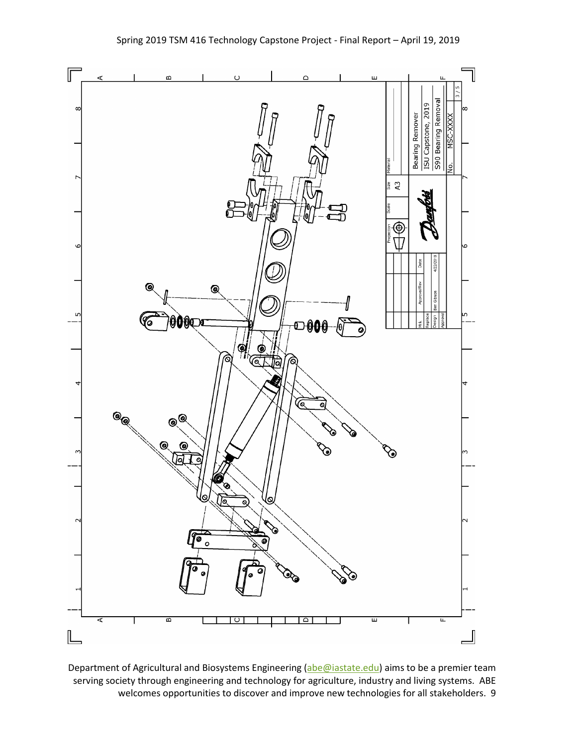Bearing Remover

ISU Capstone, 2019

S90 Bearing Removal

No. MSC-XXXX

| Mrk | Approval/Rev | Date |
| --- | --- | --- |
| Replace | | |
| Design | Ben Gibson | 4/22/2019 |
| Approval | | |

Projection | Scale | Size A3 | Material

3 / 5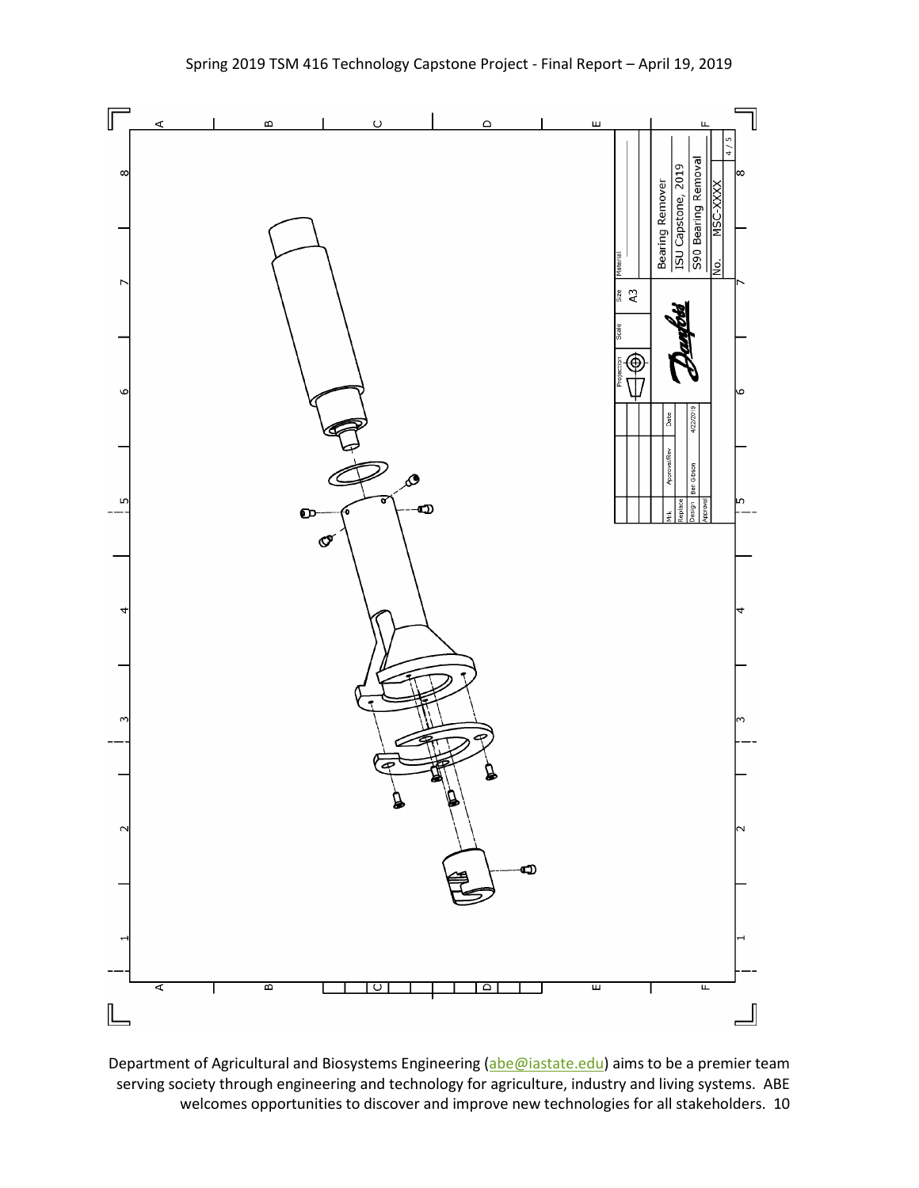Bearing Remover

ISU Capstone, 2019

S90 Bearing Removal

No. MSC-XXXX

| Size | Scale | Projection |
| --- | --- | --- |
| A3 | | |

| Mrk | Approval/Rev | Date |
| --- | --- | --- |
| Replace | | |
| Design | Ben Gibson | 4/22/2019 |
| Approval | | |

4 / 5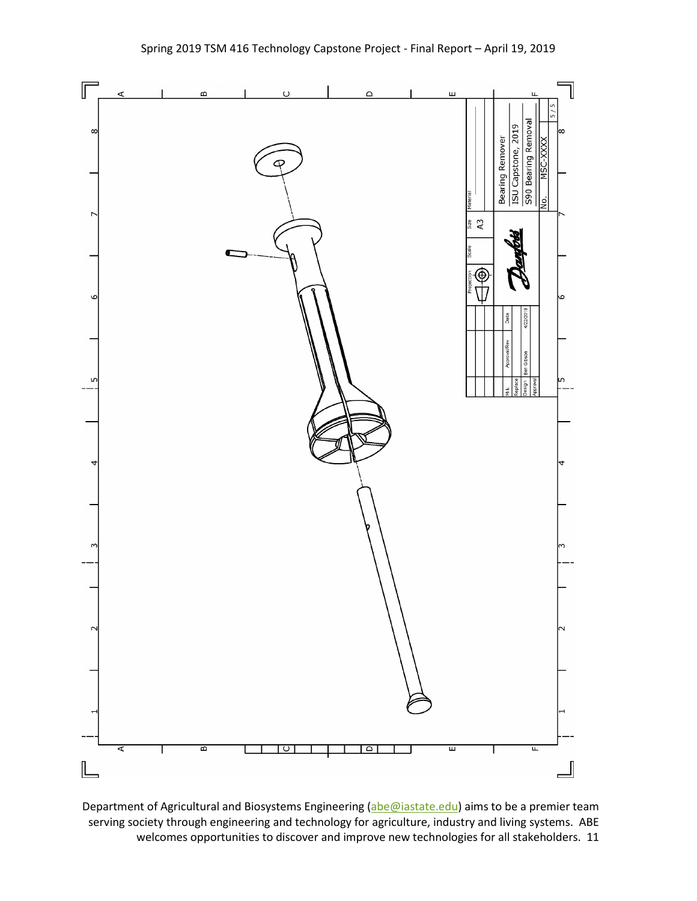Bearing Remover
ISU Capstone, 2019
S90 Bearing Removal

No. MSC-XXXX

5 / 5

| Material | |
|---|---|
| Size | A3 |
| Scale | |
| Projection | |

| Mrk | Approval/Rev | Date |
|---|---|---|
| Replace | | |
| Design | Ben Gibson | 4/22/2019 |
| Approval | | |

Danfoss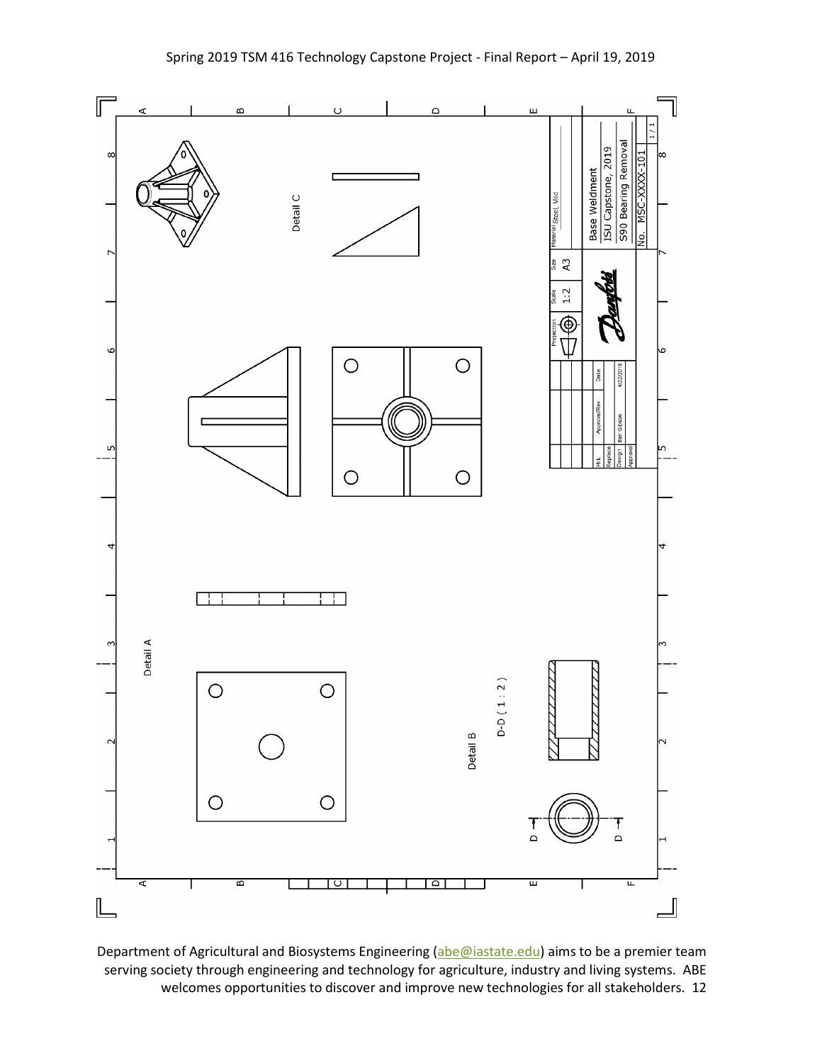Detail C

Detail A

Detail B

D-D ( 1 : 2 )

| Material | Steel, Mild |
|---|---|
| Size | A3 |
| Scale | 1:2 |
| Projection | |

Base Weldment

ISU Capstone, 2019

S90 Bearing Removal

No. MSC-XXXX-101

1 / 1

| Mrk | Approval/Rev | Date |
|---|---|---|
| Replace | | |
| Design | Ben Gibson | 4/22/2019 |
| Approval | | |

Department of Agricultural and Biosystems Engineering (abe@iastate.edu) aims to be a premier team serving society through engineering and technology for agriculture, industry and living systems. ABE welcomes opportunities to discover and improve new technologies for all stakeholders.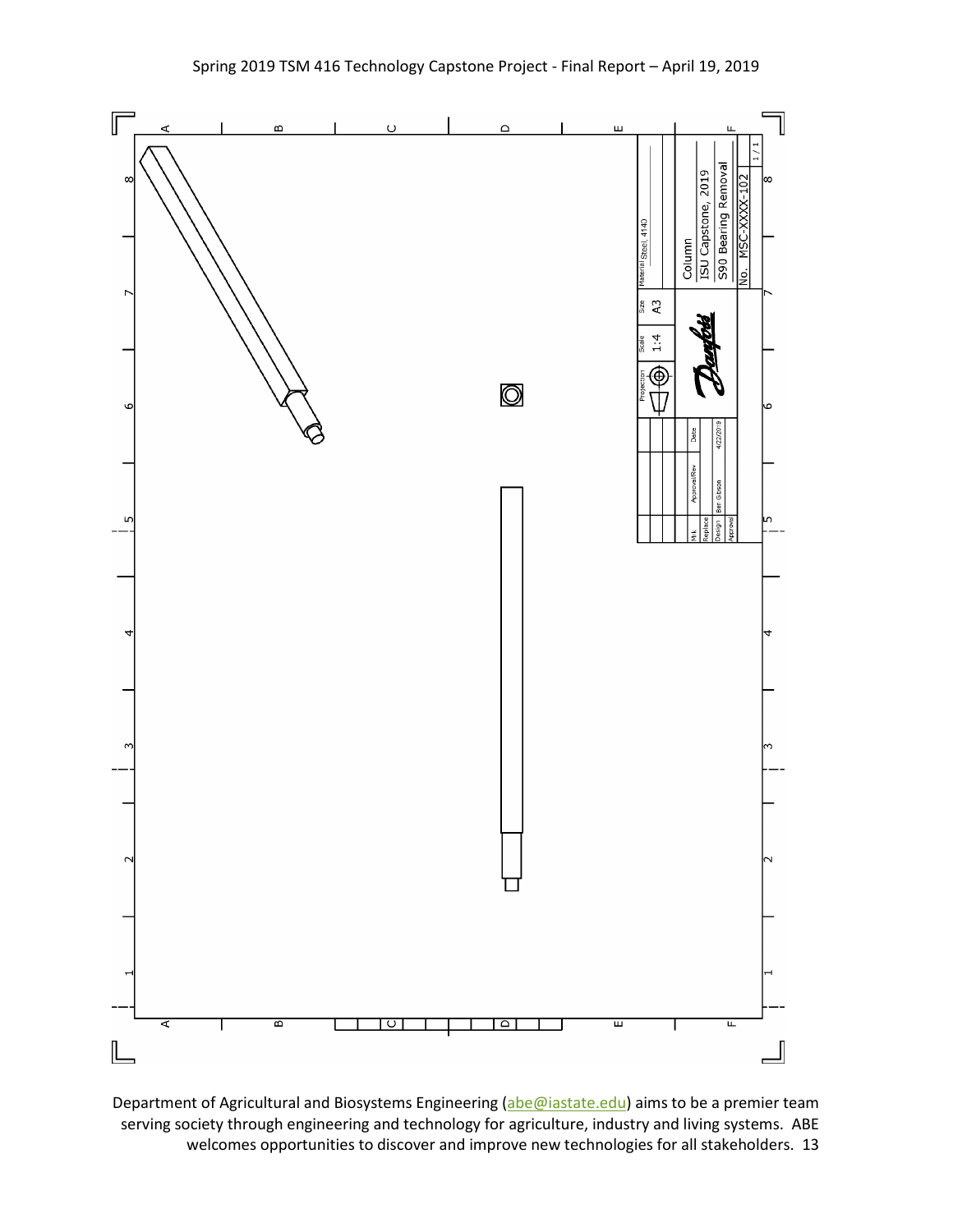| Material | Steel, 4140 |
| --- | --- |
| Size | A3 |
| Scale | 1:4 |
| Projection | |

Column

ISU Capstone, 2019

S90 Bearing Removal

No. MSC-XXXX-102

1 / 1

| Mrk | Approval/Rev | Date |
| --- | --- | --- |
| Replace | | |
| Design | Ben Gibson | 4/22/2019 |
| Approval | | |

Department of Agricultural and Biosystems Engineering (abe@iastate.edu) aims to be a premier team serving society through engineering and technology for agriculture, industry and living systems. ABE welcomes opportunities to discover and improve new technologies for all stakeholders.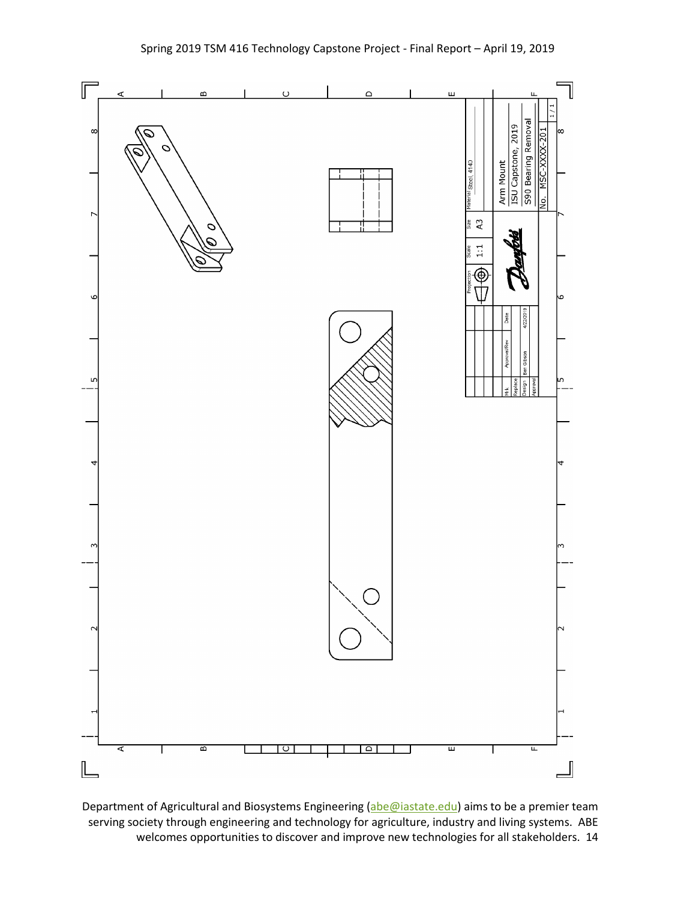| Material | Steel, 4140 |
| --- | --- |
| Size | A3 |
| Scale | 1:1 |
| Projection | |

Arm Mount

ISU Capstone, 2019

S90 Bearing Removal

No. MSC-XXXX-201

1 / 1

| Mrk | Approval/Rev | Date |
| --- | --- | --- |
| Replace | | |
| Design | Ben Gibson | 4/22/2019 |
| Approval | | |

Danfoss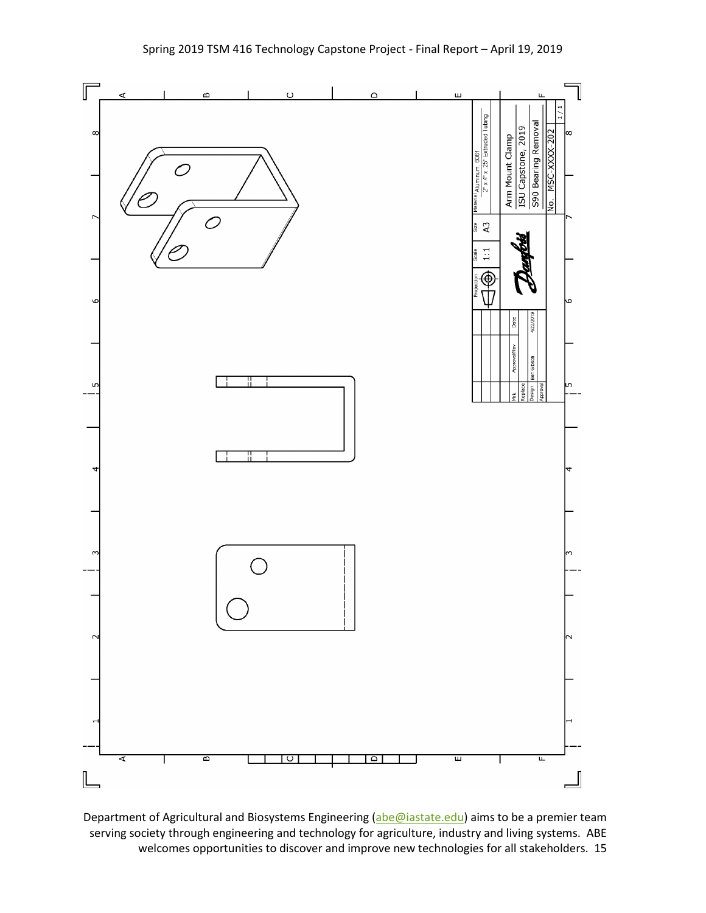| Material | Aluminum 6061 2" x 4" x .25" Extruded Tubing |
| --- | --- |
| Size | A3 |
| Scale | 1:1 |
| Projection | |

Arm Mount Clamp

ISU Capstone, 2019

S90 Bearing Removal

No. MSC-XXXX-202

1 / 1

| Mrk | Approval/Rev | Date |
| --- | --- | --- |
| Replace | | |
| Design | Ben Gibson | 4/22/2019 |
| Approval | | |

Department of Agricultural and Biosystems Engineering (abe@iastate.edu) aims to be a premier team serving society through engineering and technology for agriculture, industry and living systems. ABE welcomes opportunities to discover and improve new technologies for all stakeholders.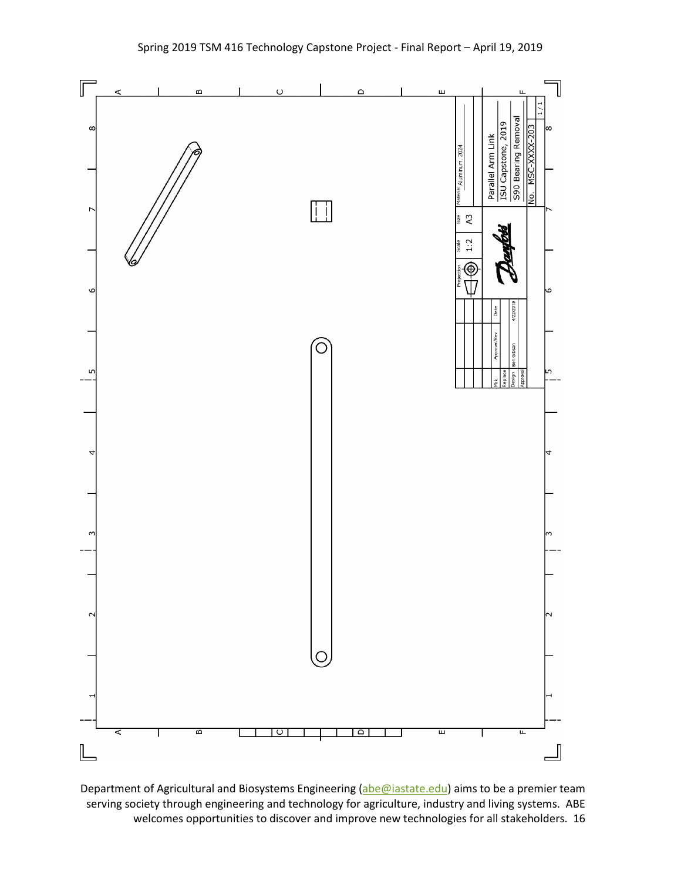Parallel Arm Link

ISU Capstone, 2019

S90 Bearing Removal

No. MSC-XXXX-203

| Material | Aluminum 2024 |
| --- | --- |
| Size | A3 |
| Scale | 1:2 |
| Projection | |

| Mrk | Approval/Rev | Date |
| --- | --- | --- |
| Replace | | |
| Design | Ben Gibson | 4/22/2019 |
| Approval | | |

1 / 1

Department of Agricultural and Biosystems Engineering (abe@iastate.edu) aims to be a premier team serving society through engineering and technology for agriculture, industry and living systems. ABE welcomes opportunities to discover and improve new technologies for all stakeholders.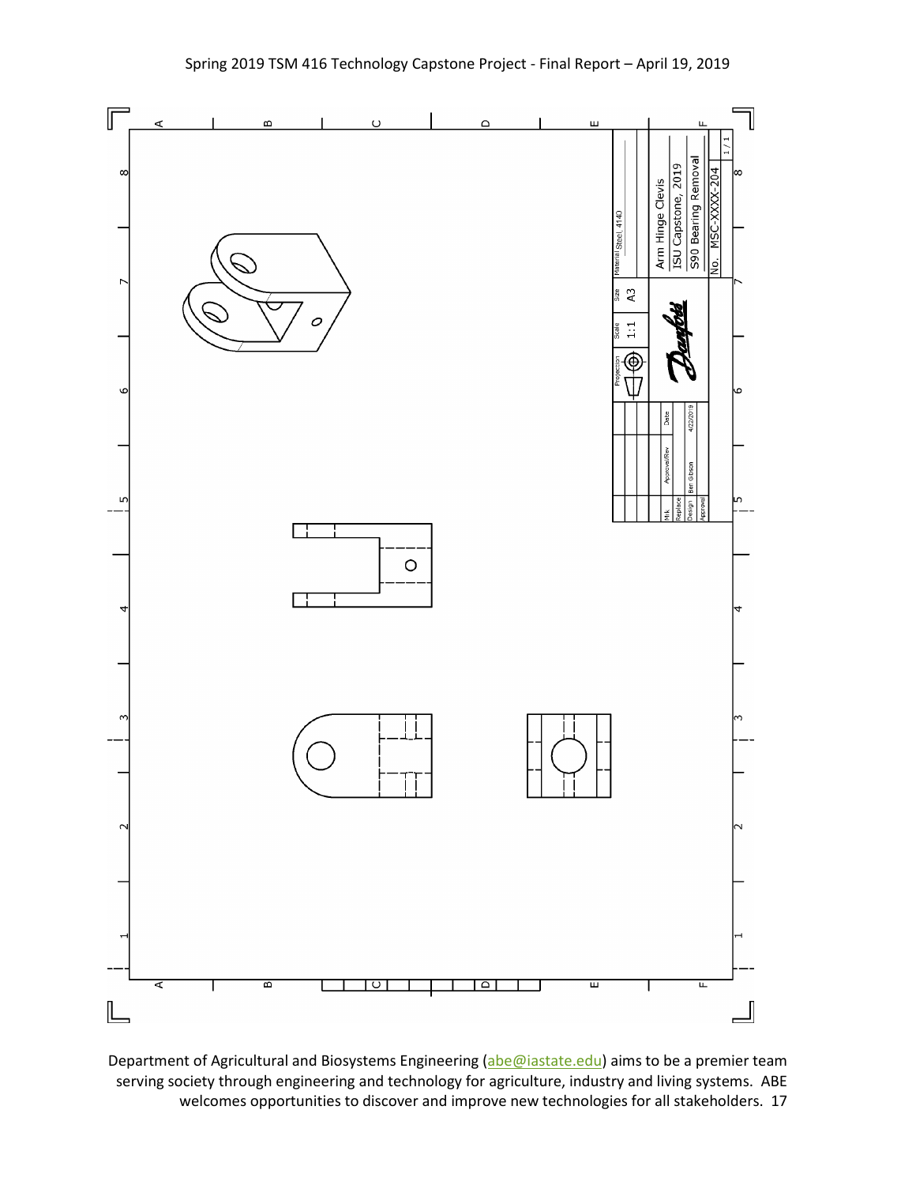| Mrk | Approval/Rev | Date |
|---|---|---|
| Replace | | |
| Design | Ben Gibson | 4/22/2019 |
| Approval | | |

| Projection | Scale | Size | Material |
|---|---|---|---|
| | 1:1 | A3 | Steel, 4140 |

Arm Hinge Clevis

ISU Capstone, 2019

S90 Bearing Removal

No. MSC-XXXX-204

1 / 1

Department of Agricultural and Biosystems Engineering (abe@iastate.edu) aims to be a premier team serving society through engineering and technology for agriculture, industry and living systems. ABE welcomes opportunities to discover and improve new technologies for all stakeholders.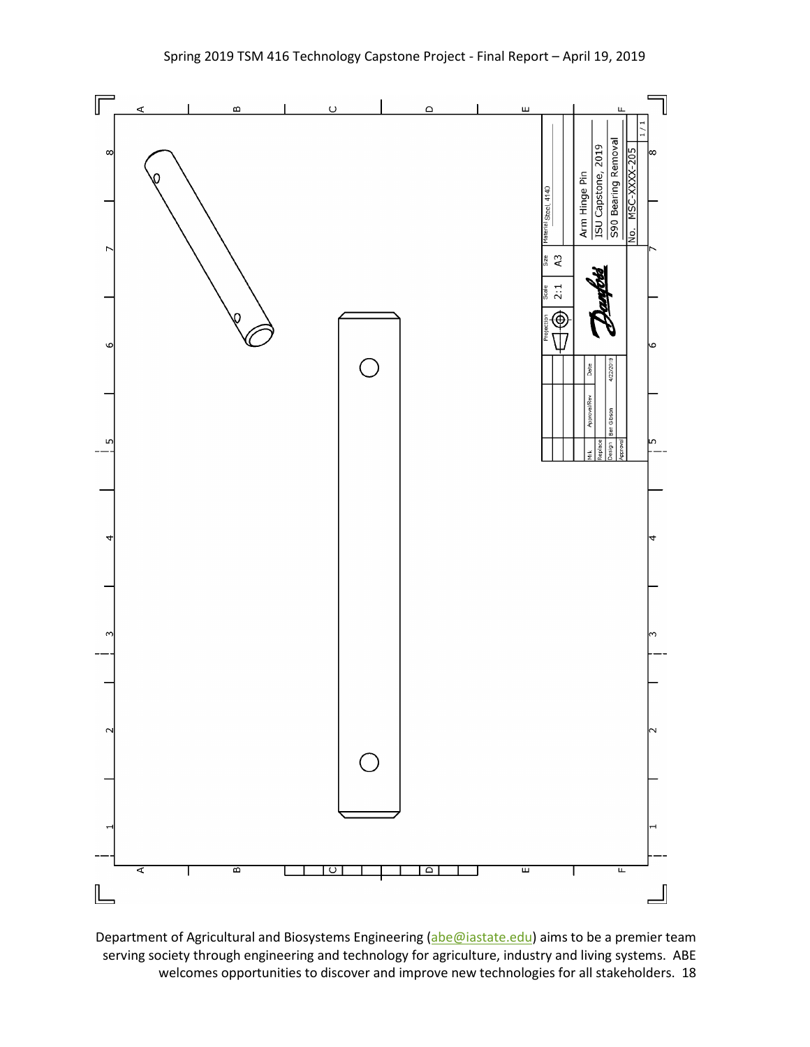| Material | Steel, 4140 |
| --- | --- |
| Projection | Scale 2:1 | Size A3 |

Arm Hinge Pin

ISU Capstone, 2019

S90 Bearing Removal

No. MSC-XXXX-205

1 / 1

| Mrk | | |
| --- | --- | --- |
| Replace | Approval/Rev | Date |
| Design | Ben Gibson | 4/22/2019 |
| Approval | | |

Department of Agricultural and Biosystems Engineering (abe@iastate.edu) aims to be a premier team serving society through engineering and technology for agriculture, industry and living systems. ABE welcomes opportunities to discover and improve new technologies for all stakeholders.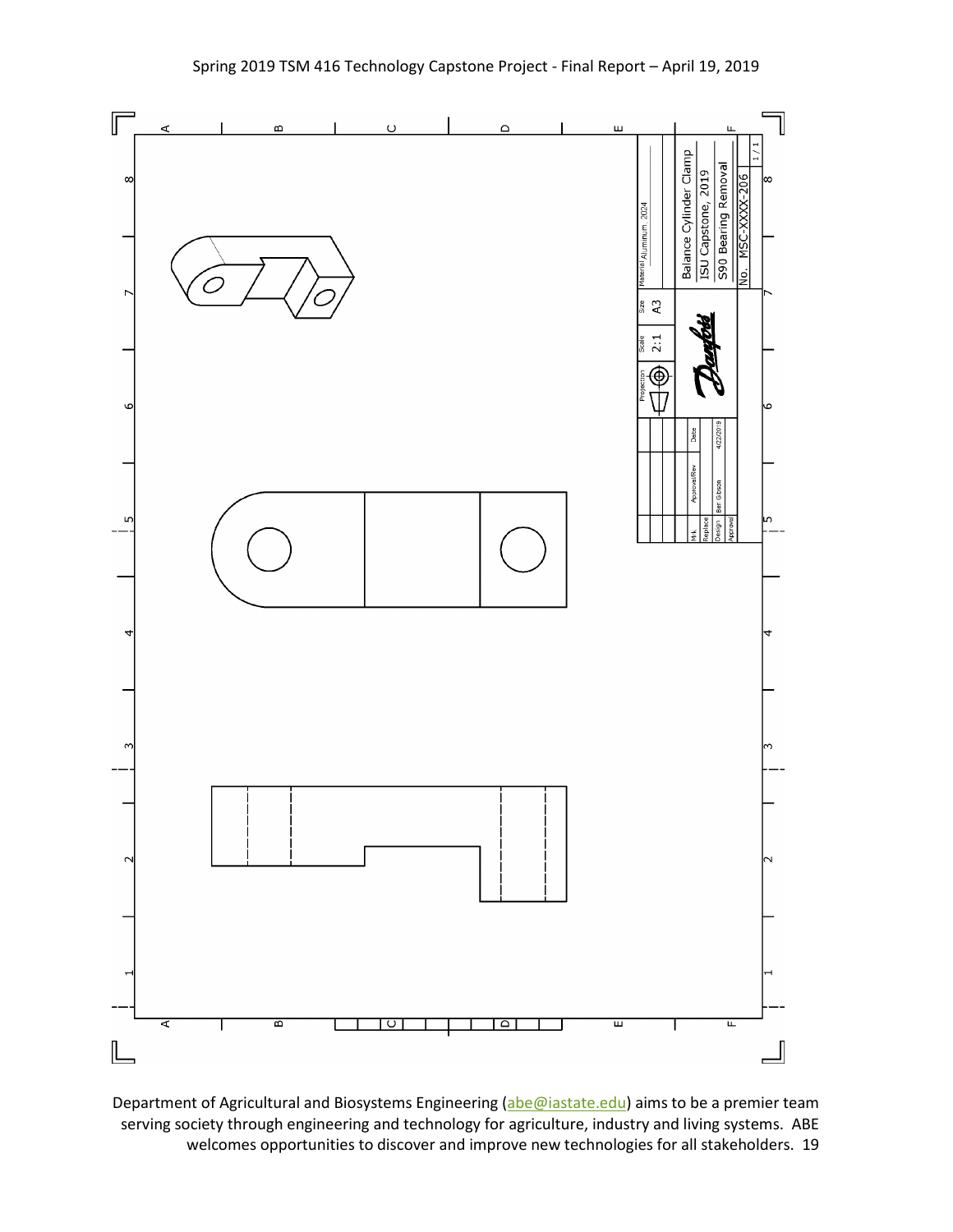| Material | Aluminum 2024 | | |
|---|---|---|---|
| Size | A3 | | |
| Scale | 2:1 | | |
| Projection | | | |

Balance Cylinder Clamp

ISU Capstone, 2019

S90 Bearing Removal

No. MSC-XXXX-206

1 / 1

| Mrk | Approval/Rev | Date |
|---|---|---|
| Replace | | |
| Design | Ben Gibson | 4/22/2019 |
| Approval | | |

Department of Agricultural and Biosystems Engineering (abe@iastate.edu) aims to be a premier team serving society through engineering and technology for agriculture, industry and living systems. ABE welcomes opportunities to discover and improve new technologies for all stakeholders.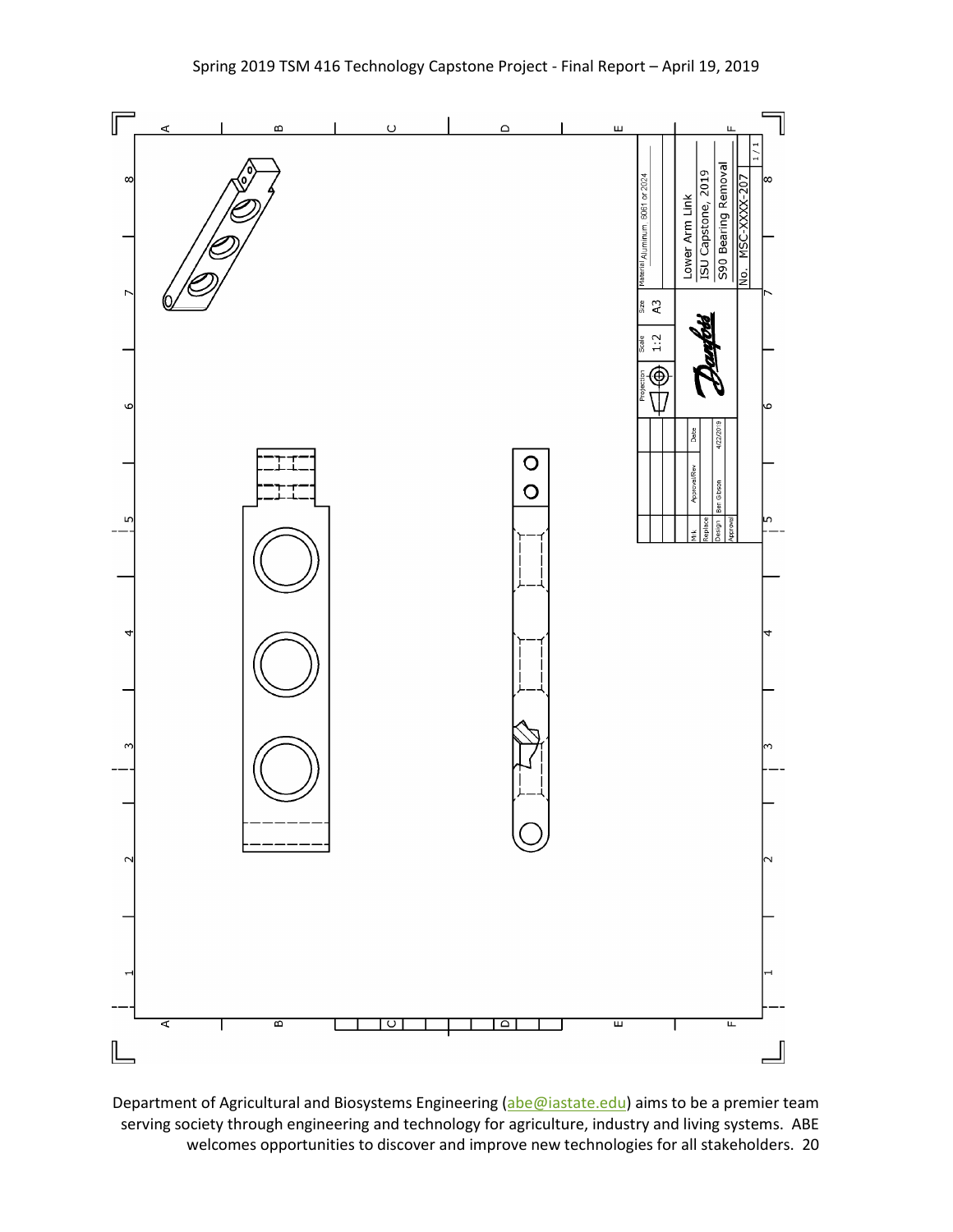| Material | Size | Scale | Projection |
| --- | --- | --- | --- |
| Aluminum 6061 or 2024 | A3 | 1:2 | |

Lower Arm Link

ISU Capstone, 2019

S90 Bearing Removal

No. MSC-XXXX-207

1 / 1

| Mrk | Approval/Rev | Date |
| --- | --- | --- |
| Replace | | |
| Design | Ben Gibson | 4/22/2019 |
| Approval | | |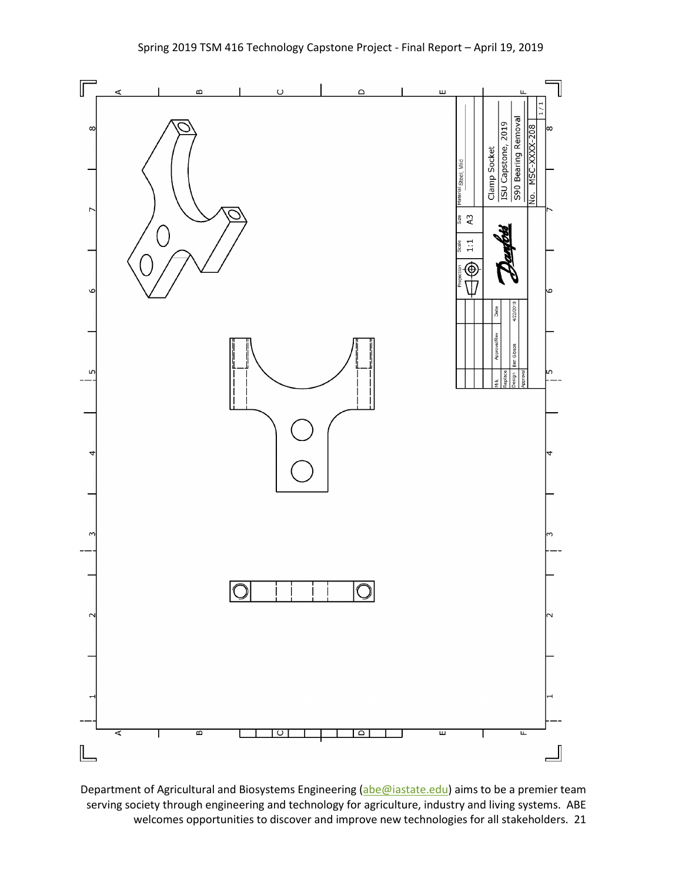| Material | Steel, Mild |
| --- | --- |
| Size | A3 |
| Scale | 1:1 |
| Projection | |

Clamp Socket

ISU Capstone, 2019

S90 Bearing Removal

No. MSC-XXXX-208

1 / 1

| Mrk | Approval/Rev | Date |
| --- | --- | --- |
| Replace | | |
| Design | Ben Gibson | 4/22/2019 |
| Approval | | |

Department of Agricultural and Biosystems Engineering (abe@iastate.edu) aims to be a premier team serving society through engineering and technology for agriculture, industry and living systems. ABE welcomes opportunities to discover and improve new technologies for all stakeholders.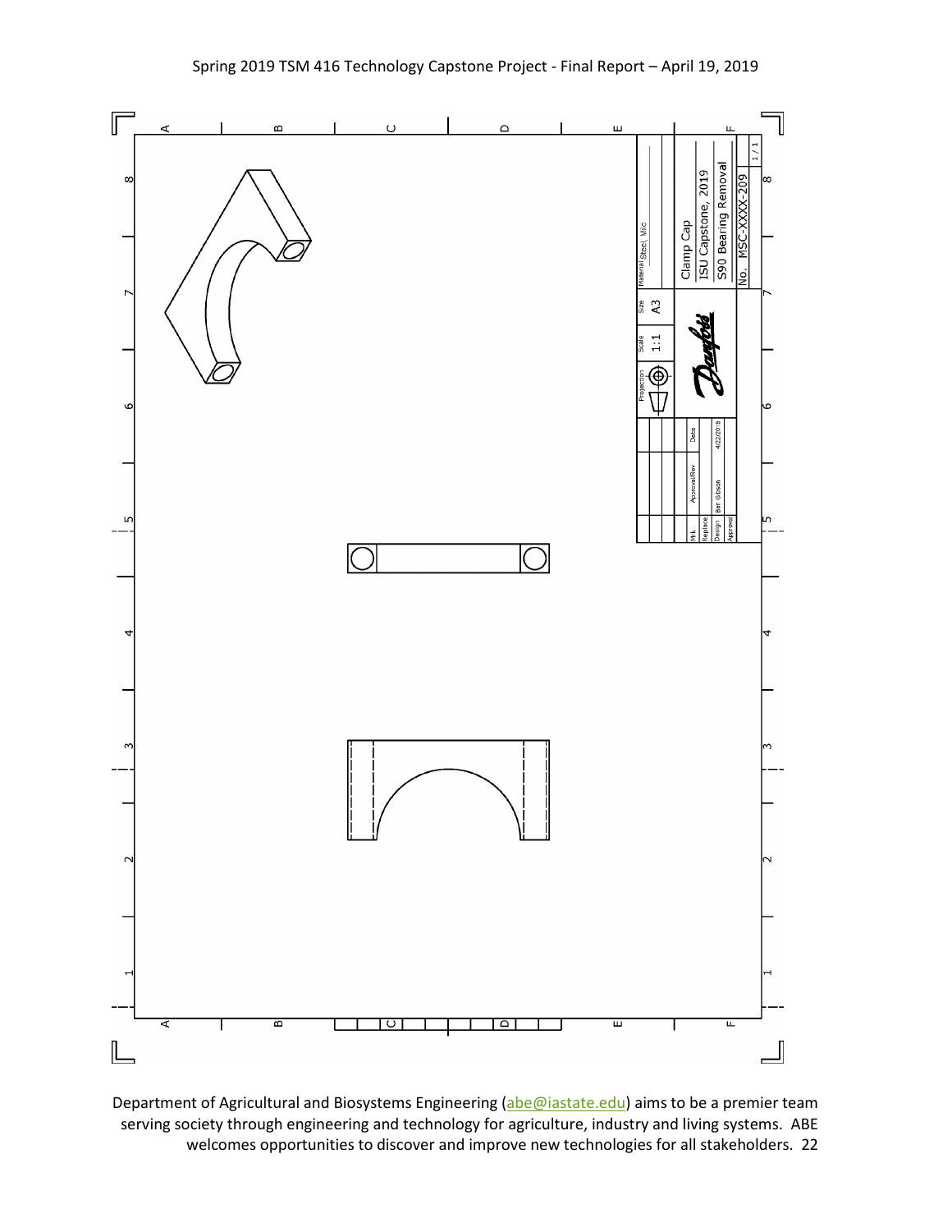| Material | Steel, Mild |
| --- | --- |
| Size | A3 |
| Scale | 1:1 |
| Projection | |

Clamp Cap

ISU Capstone, 2019

S90 Bearing Removal

No. MSC-XXXX-209

1 / 1

| Mrk | Approval/Rev | Date |
| --- | --- | --- |
| Replace | | |
| Design | Ben Gibson | 4/22/2019 |
| Approval | | |

Danfoss

Department of Agricultural and Biosystems Engineering (abe@iastate.edu) aims to be a premier team serving society through engineering and technology for agriculture, industry and living systems. ABE welcomes opportunities to discover and improve new technologies for all stakeholders.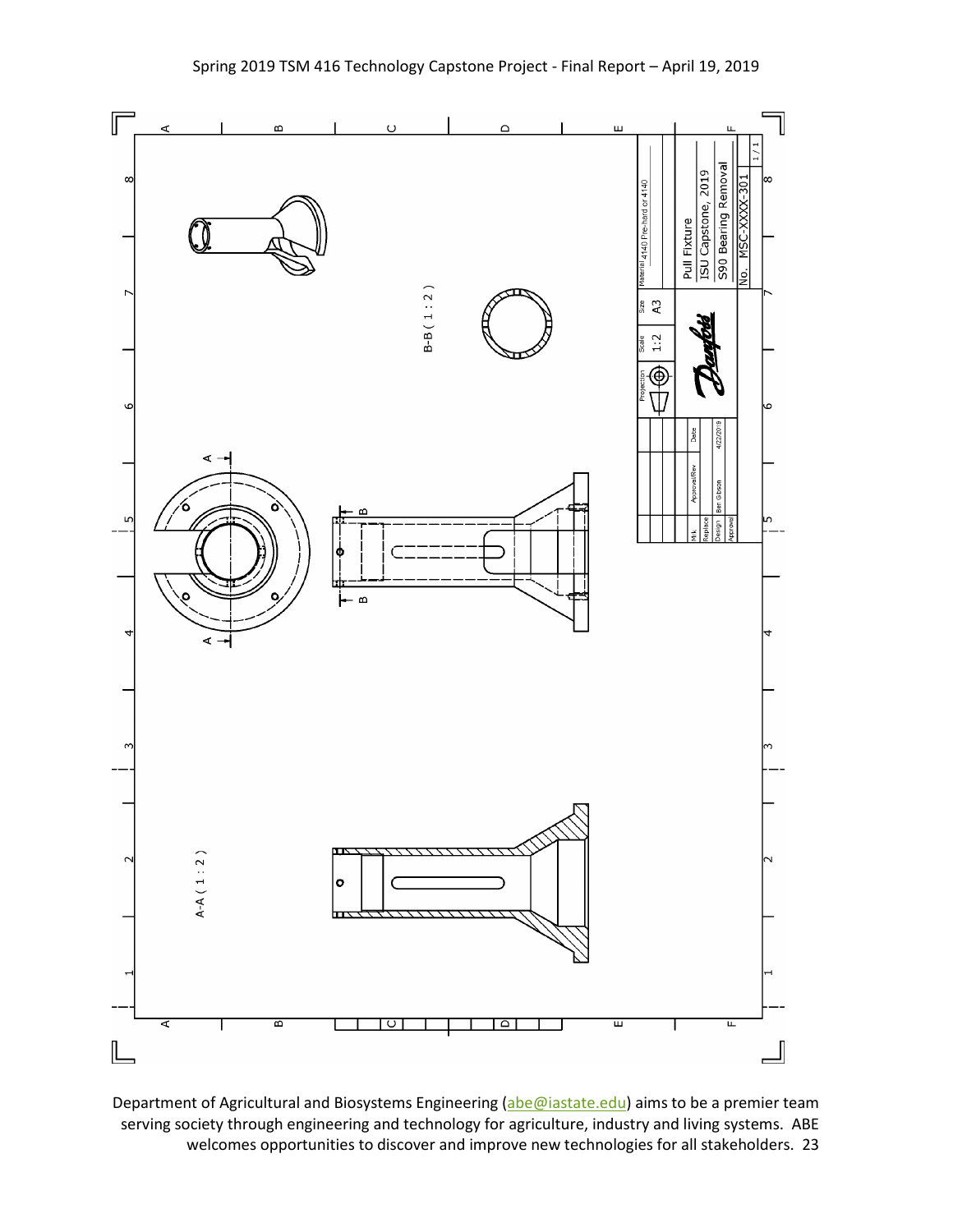Pull Fixture

ISU Capstone, 2019

S90 Bearing Removal

No. MSC-XXXX-301

| Material | 4140 Pre-hard or 4140 |
|---|---|
| Size | A3 |
| Scale | 1:2 |
| Projection | |

| Mk | Approval/Rev | Date |
|---|---|---|
| Replace | | |
| Design | Ben Gibson | 4/22/2019 |
| Approval | | |

B-B ( 1 : 2 )

A-A ( 1 : 2 )

Department of Agricultural and Biosystems Engineering (abe@iastate.edu) aims to be a premier team serving society through engineering and technology for agriculture, industry and living systems. ABE welcomes opportunities to discover and improve new technologies for all stakeholders.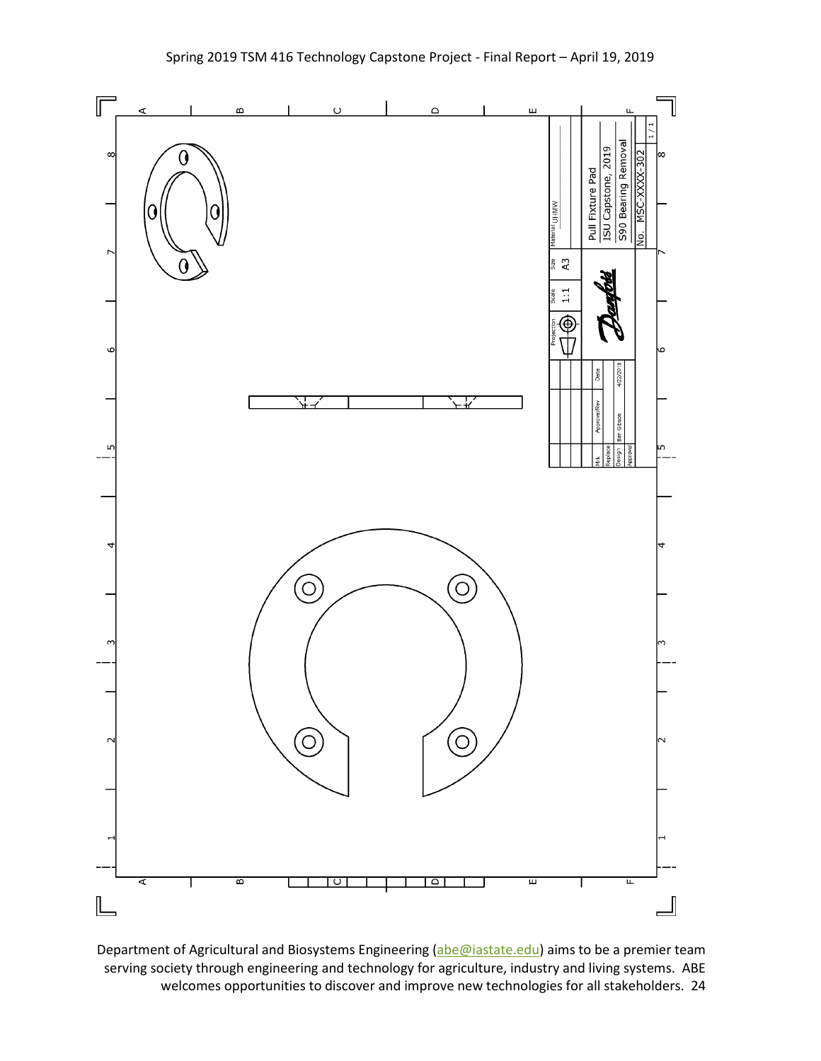Pull Fixture Pad

ISU Capstone, 2019

S90 Bearing Removal

No. MSC-XXXX-302

| Material | UHMW |
|---|---|
| Size | A3 |
| Scale | 1:1 |
| Projection | |

| Mrk | Approval/Rev | Date |
|---|---|---|
| Replace | | |
| Design | Ben Gibson | 4/22/2019 |
| Approval | | |

1 / 1

Department of Agricultural and Biosystems Engineering (abe@iastate.edu) aims to be a premier team serving society through engineering and technology for agriculture, industry and living systems. ABE welcomes opportunities to discover and improve new technologies for all stakeholders.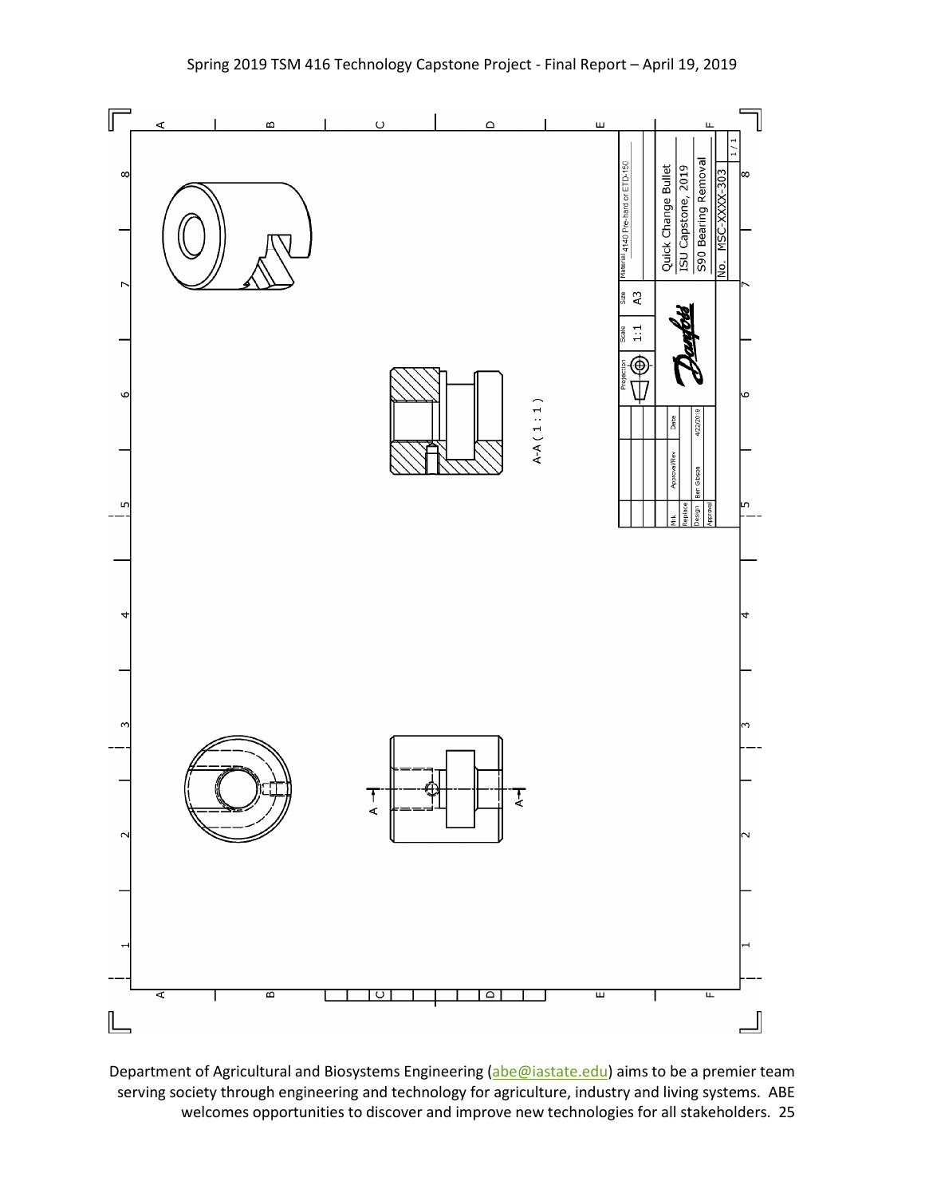A-A ( 1 : 1 )

A — A

| Material | 4140 Pre-hard or ETD-150 |
|---|---|
| Size | A3 |
| Scale | 1:1 |
| Projection | |

Quick Change Bullet

ISU Capstone, 2019

S90 Bearing Removal

No. MSC-XXXX-303

1 / 1

| Mrk | Approval/Rev | Date |
|---|---|---|
| Replace | | |
| Design | Ben Gibson | 4/22/2019 |
| Approval | | |

Department of Agricultural and Biosystems Engineering (abe@iastate.edu) aims to be a premier team serving society through engineering and technology for agriculture, industry and living systems. ABE welcomes opportunities to discover and improve new technologies for all stakeholders.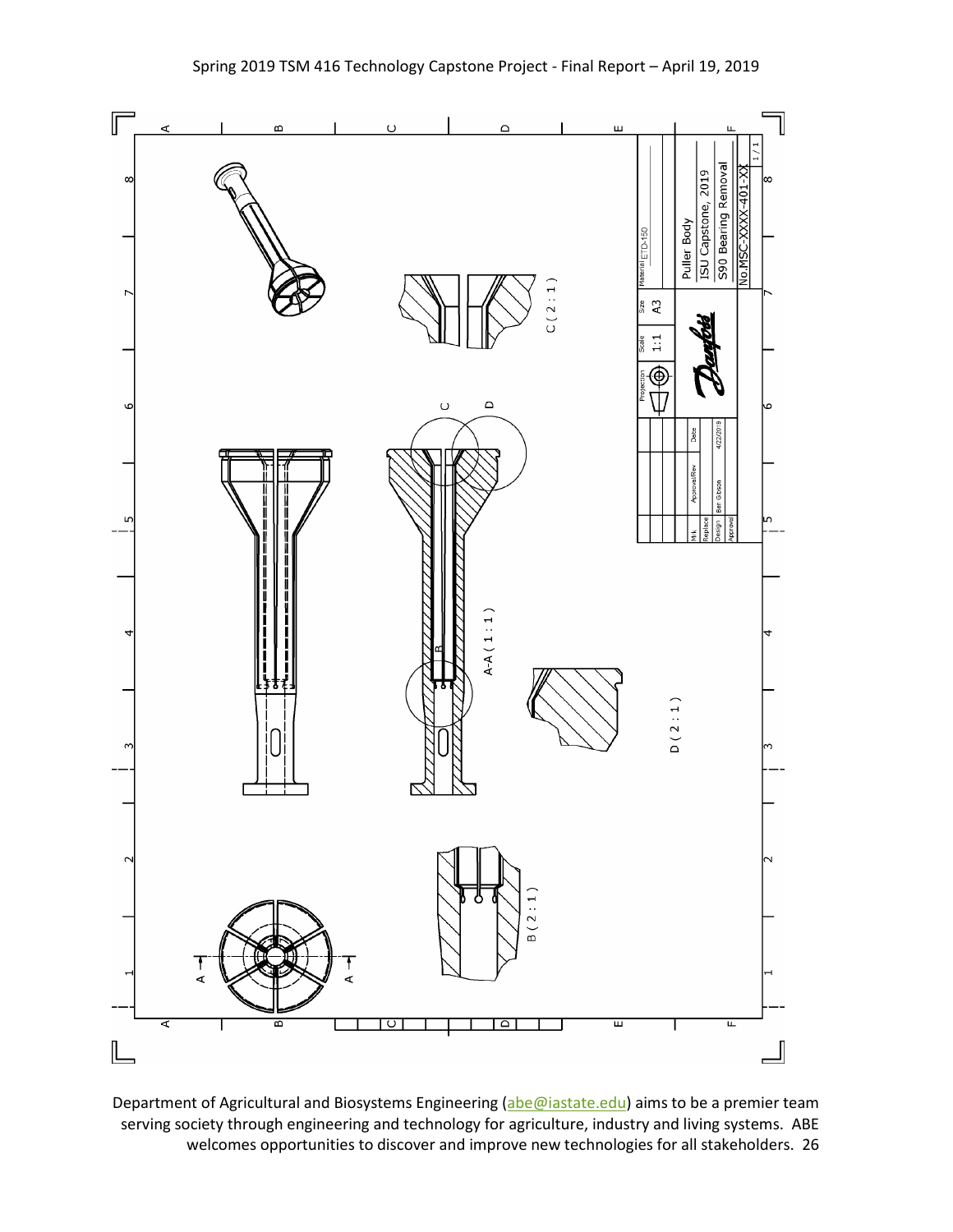Puller Body

ISU Capstone, 2019

S90 Bearing Removal

No.MSC-XXXX-401-XX

| Material | Size | Scale | Projection |
| --- | --- | --- | --- |
| ETD-150 | A3 | 1:1 | |

| Mrk | Approval/Rev | Date |
| --- | --- | --- |
| Replace | | |
| Design | Ben Gibson | 4/22/2019 |
| Approval | | |

A-A ( 1 : 1 )

B ( 2 : 1 )

C ( 2 : 1 )

D ( 2 : 1 )

Department of Agricultural and Biosystems Engineering (abe@iastate.edu) aims to be a premier team serving society through engineering and technology for agriculture, industry and living systems. ABE welcomes opportunities to discover and improve new technologies for all stakeholders.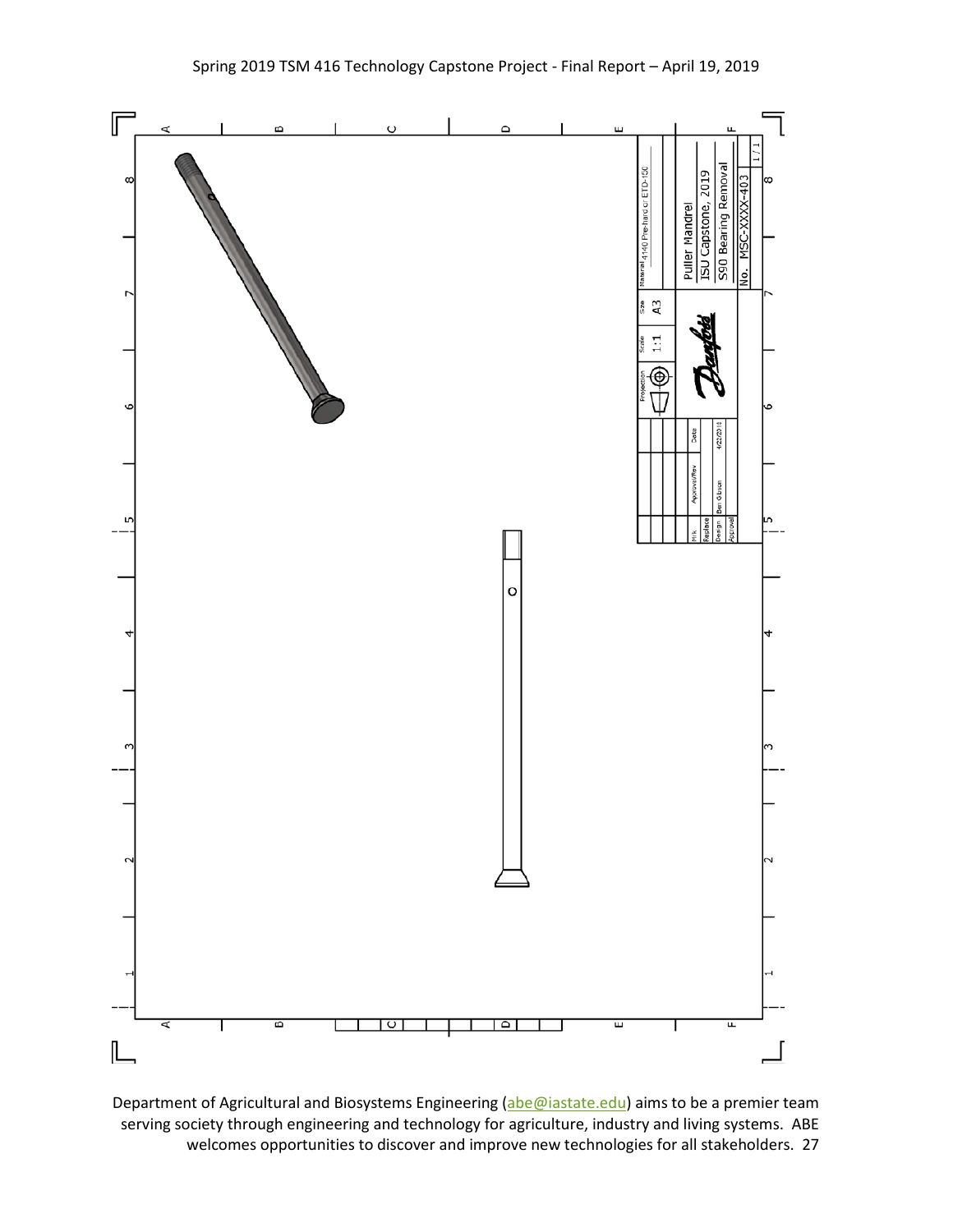| Material | 4140 Pre-hard or ETD-150 |
| --- | --- |
| Size | A3 |
| Scale | 1:1 |
| Projection | |

Puller Mandrel

ISU Capstone, 2019

S90 Bearing Removal

No. MSC-XXXX-403

1 / 1

| Mrk | Approval/Rev | Date |
| --- | --- | --- |
| Replace | | |
| Design | Ben Gibson | 4/22/2018 |
| Approval | | |

Danfoss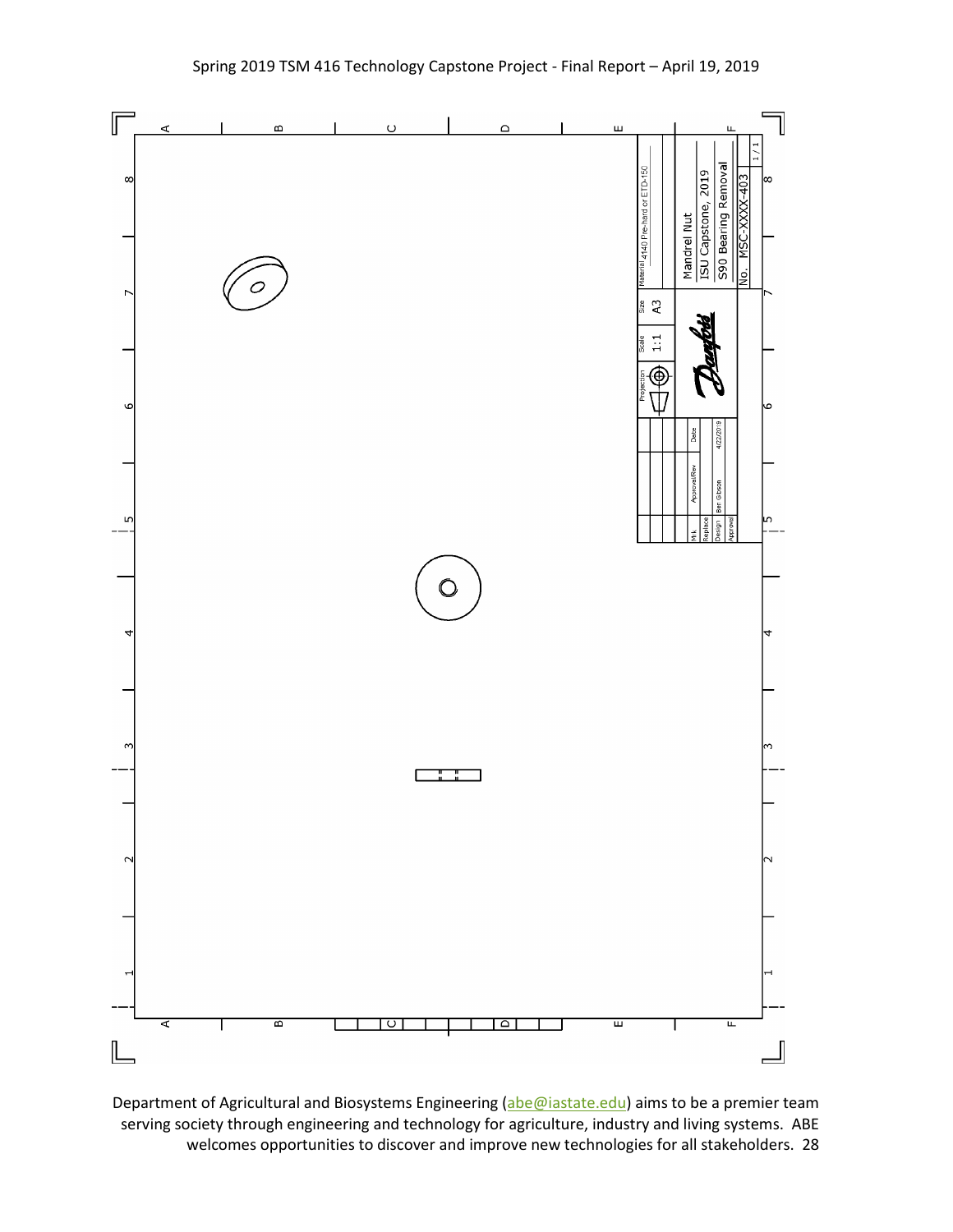| Material | 4140 Pre-hard or ETD-150 |
| --- | --- |
| Size | A3 |
| Scale | 1:1 |
| Projection | |

Mandrel Nut

ISU Capstone, 2019

S90 Bearing Removal

No. MSC-XXXX-403

1 / 1

Danfoss

| Mk | Approval/Rev | Date |
| --- | --- | --- |
| Replace | | |
| Design | Ben Gibson | 4/22/2019 |
| Approval | | |

Department of Agricultural and Biosystems Engineering (abe@iastate.edu) aims to be a premier team serving society through engineering and technology for agriculture, industry and living systems. ABE welcomes opportunities to discover and improve new technologies for all stakeholders.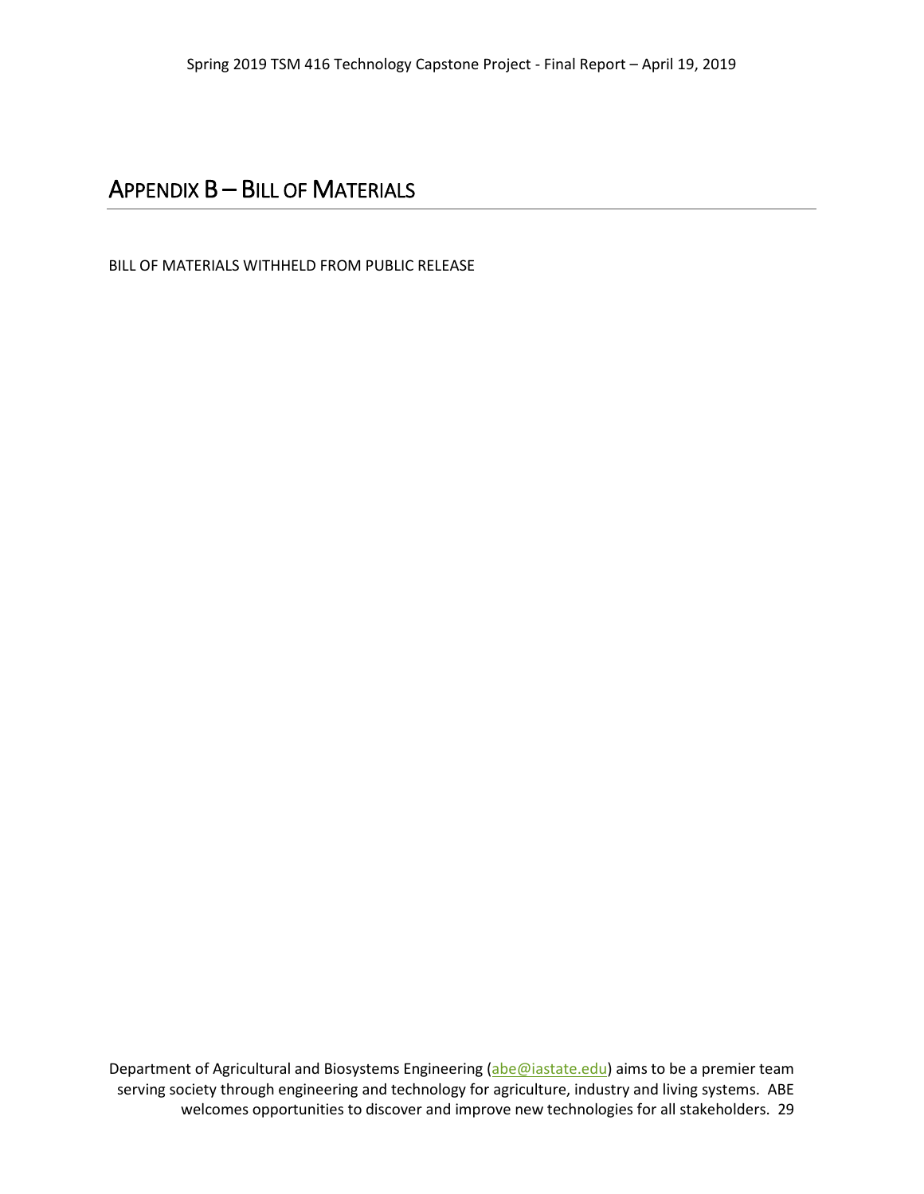# Appendix B – Bill of Materials

BILL OF MATERIALS WITHHELD FROM PUBLIC RELEASE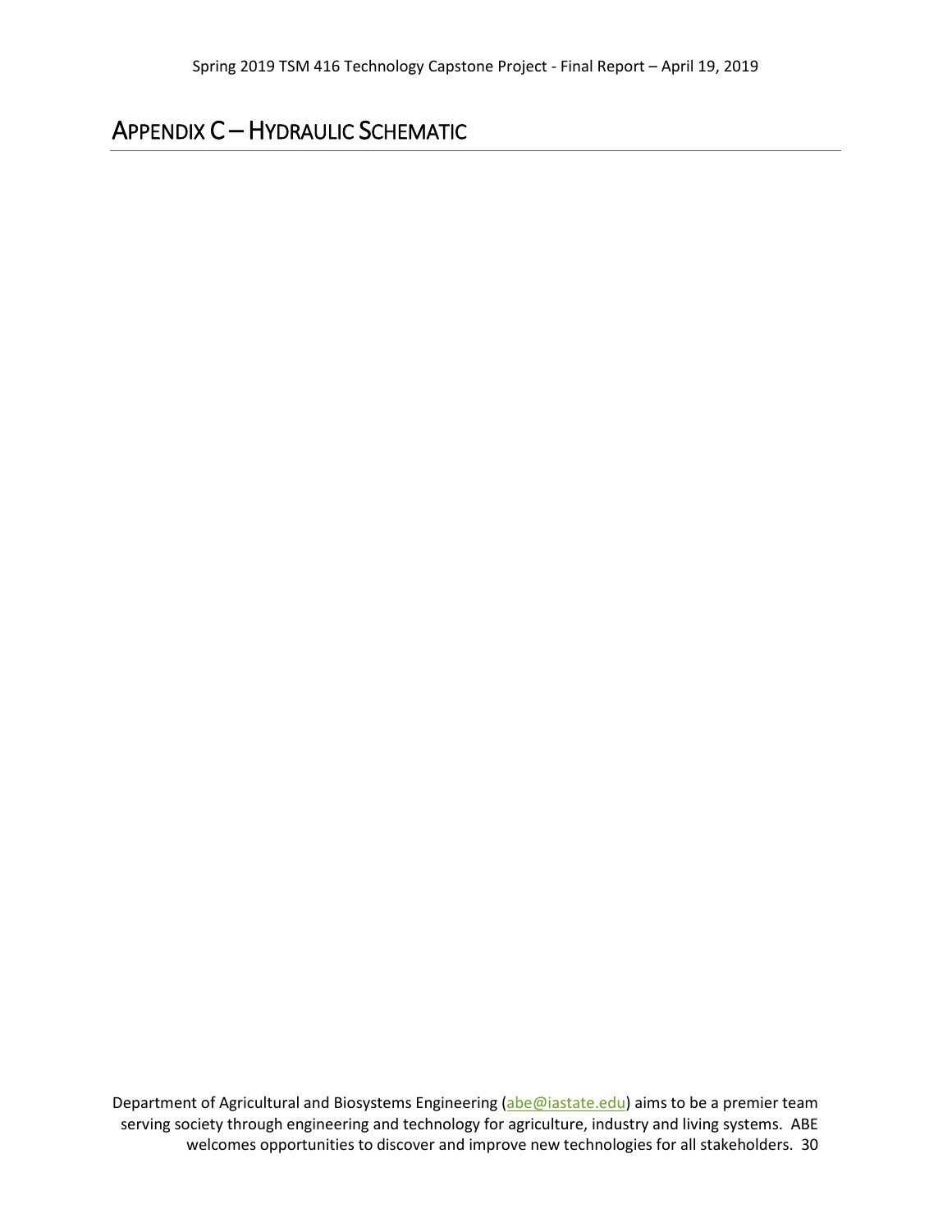# APPENDIX C – HYDRAULIC SCHEMATIC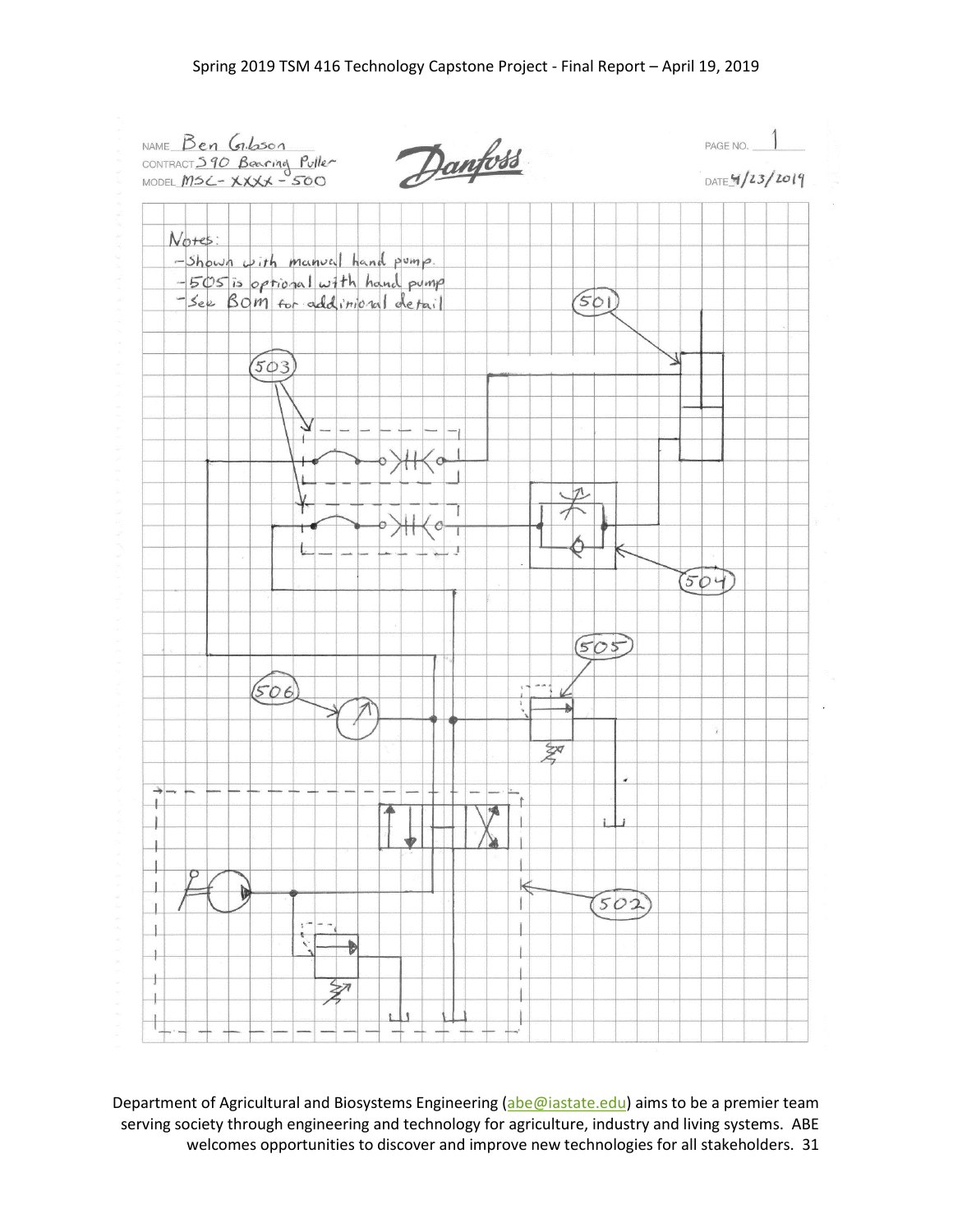NAME Ben Gibson
CONTRACT 590 Bearing Puller
MODEL MSC- XXXX - 500

Danfoss

PAGE NO. 1

DATE 4/23/2019

Notes:
- Shown with manual hand pump.
- 505 is optional with hand pump
- See BOM for additional detail

501

503

504

505

506

502

Department of Agricultural and Biosystems Engineering (abe@iastate.edu) aims to be a premier team serving society through engineering and technology for agriculture, industry and living systems. ABE welcomes opportunities to discover and improve new technologies for all stakeholders.